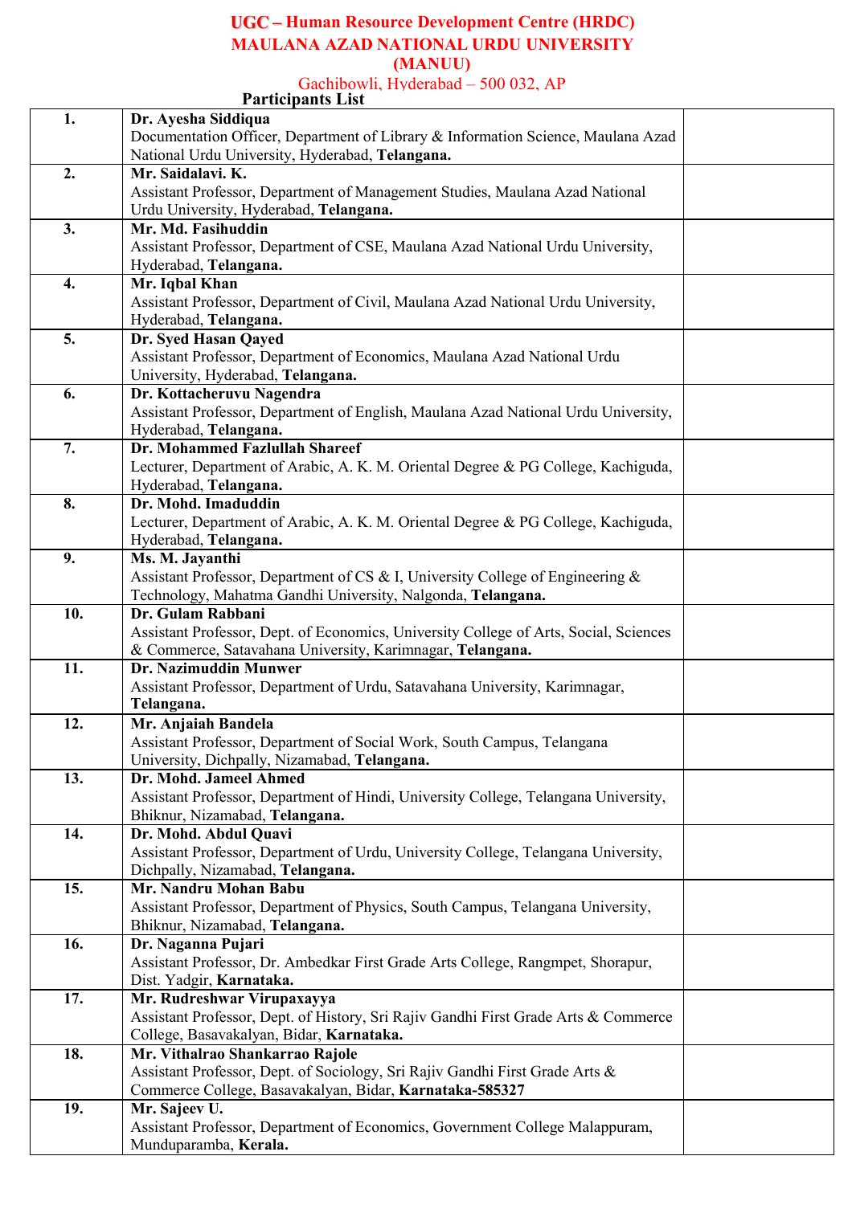# UGC – Human Resource Development Centre (HRDC)
# MAULANA AZAD NATIONAL URDU UNIVERSITY (MANUU)

Gachibowli, Hyderabad – 500 032, AP

## Participants List

| | | |
|---|---|---|
| **1.** | **Dr. Ayesha Siddiqua**<br>Documentation Officer, Department of Library & Information Science, Maulana Azad National Urdu University, Hyderabad, **Telangana.** | |
| **2.** | **Mr. Saidalavi. K.**<br>Assistant Professor, Department of Management Studies, Maulana Azad National Urdu University, Hyderabad, **Telangana.** | |
| **3.** | **Mr. Md. Fasihuddin**<br>Assistant Professor, Department of CSE, Maulana Azad National Urdu University, Hyderabad, **Telangana.** | |
| **4.** | **Mr. Iqbal Khan**<br>Assistant Professor, Department of Civil, Maulana Azad National Urdu University, Hyderabad, **Telangana.** | |
| **5.** | **Dr. Syed Hasan Qayed**<br>Assistant Professor, Department of Economics, Maulana Azad National Urdu University, Hyderabad, **Telangana.** | |
| **6.** | **Dr. Kottacheruvu Nagendra**<br>Assistant Professor, Department of English, Maulana Azad National Urdu University, Hyderabad, **Telangana.** | |
| **7.** | **Dr. Mohammed Fazlullah Shareef**<br>Lecturer, Department of Arabic, A. K. M. Oriental Degree & PG College, Kachiguda, Hyderabad, **Telangana.** | |
| **8.** | **Dr. Mohd. Imaduddin**<br>Lecturer, Department of Arabic, A. K. M. Oriental Degree & PG College, Kachiguda, Hyderabad, **Telangana.** | |
| **9.** | **Ms. M. Jayanthi**<br>Assistant Professor, Department of CS & I, University College of Engineering & Technology, Mahatma Gandhi University, Nalgonda, **Telangana.** | |
| **10.** | **Dr. Gulam Rabbani**<br>Assistant Professor, Dept. of Economics, University College of Arts, Social, Sciences & Commerce, Satavahana University, Karimnagar, **Telangana.** | |
| **11.** | **Dr. Nazimuddin Munwer**<br>Assistant Professor, Department of Urdu, Satavahana University, Karimnagar, **Telangana.** | |
| **12.** | **Mr. Anjaiah Bandela**<br>Assistant Professor, Department of Social Work, South Campus, Telangana University, Dichpally, Nizamabad, **Telangana.** | |
| **13.** | **Dr. Mohd. Jameel Ahmed**<br>Assistant Professor, Department of Hindi, University College, Telangana University, Bhiknur, Nizamabad, **Telangana.** | |
| **14.** | **Dr. Mohd. Abdul Quavi**<br>Assistant Professor, Department of Urdu, University College, Telangana University, Dichpally, Nizamabad, **Telangana.** | |
| **15.** | **Mr. Nandru Mohan Babu**<br>Assistant Professor, Department of Physics, South Campus, Telangana University, Bhiknur, Nizamabad, **Telangana.** | |
| **16.** | **Dr. Naganna Pujari**<br>Assistant Professor, Dr. Ambedkar First Grade Arts College, Rangmpet, Shorapur, Dist. Yadgir, **Karnataka.** | |
| **17.** | **Mr. Rudreshwar Virupaxayya**<br>Assistant Professor, Dept. of History, Sri Rajiv Gandhi First Grade Arts & Commerce College, Basavakalyan, Bidar, **Karnataka.** | |
| **18.** | **Mr. Vithalrao Shankarrao Rajole**<br>Assistant Professor, Dept. of Sociology, Sri Rajiv Gandhi First Grade Arts & Commerce College, Basavakalyan, Bidar, **Karnataka-585327** | |
| **19.** | **Mr. Sajeev U.**<br>Assistant Professor, Department of Economics, Government College Malappuram, Munduparamba, **Kerala.** | |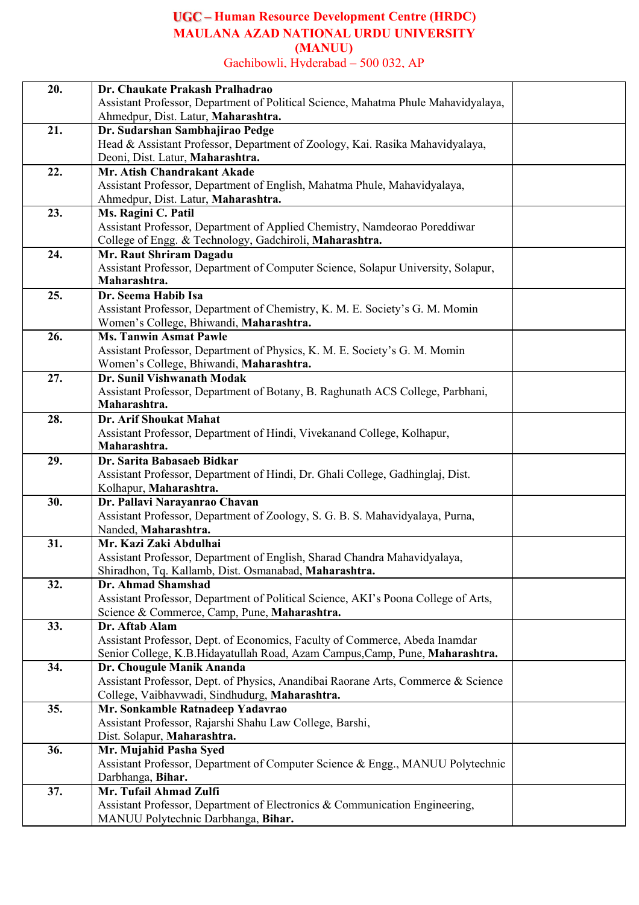| | | |
|---|---|---|
| **20.** | **Dr. Chaukate Prakash Pralhadrao**<br>Assistant Professor, Department of Political Science, Mahatma Phule Mahavidyalaya, Ahmedpur, Dist. Latur, **Maharashtra.** | |
| **21.** | **Dr. Sudarshan Sambhajirao Pedge**<br>Head & Assistant Professor, Department of Zoology, Kai. Rasika Mahavidyalaya, Deoni, Dist. Latur, **Maharashtra.** | |
| **22.** | **Mr. Atish Chandrakant Akade**<br>Assistant Professor, Department of English, Mahatma Phule, Mahavidyalaya, Ahmedpur, Dist. Latur, **Maharashtra.** | |
| **23.** | **Ms. Ragini C. Patil**<br>Assistant Professor, Department of Applied Chemistry, Namdeorao Poreddiwar College of Engg. & Technology, Gadchiroli, **Maharashtra.** | |
| **24.** | **Mr. Raut Shriram Dagadu**<br>Assistant Professor, Department of Computer Science, Solapur University, Solapur, **Maharashtra.** | |
| **25.** | **Dr. Seema Habib Isa**<br>Assistant Professor, Department of Chemistry, K. M. E. Society's G. M. Momin Women's College, Bhiwandi, **Maharashtra.** | |
| **26.** | **Ms. Tanwin Asmat Pawle**<br>Assistant Professor, Department of Physics, K. M. E. Society's G. M. Momin Women's College, Bhiwandi, **Maharashtra.** | |
| **27.** | **Dr. Sunil Vishwanath Modak**<br>Assistant Professor, Department of Botany, B. Raghunath ACS College, Parbhani, **Maharashtra.** | |
| **28.** | **Dr. Arif Shoukat Mahat**<br>Assistant Professor, Department of Hindi, Vivekanand College, Kolhapur, **Maharashtra.** | |
| **29.** | **Dr. Sarita Babasaeb Bidkar**<br>Assistant Professor, Department of Hindi, Dr. Ghali College, Gadhinglaj, Dist. Kolhapur, **Maharashtra.** | |
| **30.** | **Dr. Pallavi Narayanrao Chavan**<br>Assistant Professor, Department of Zoology, S. G. B. S. Mahavidyalaya, Purna, Nanded, **Maharashtra.** | |
| **31.** | **Mr. Kazi Zaki Abdulhai**<br>Assistant Professor, Department of English, Sharad Chandra Mahavidyalaya, Shiradhon, Tq. Kallamb, Dist. Osmanabad, **Maharashtra.** | |
| **32.** | **Dr. Ahmad Shamshad**<br>Assistant Professor, Department of Political Science, AKI's Poona College of Arts, Science & Commerce, Camp, Pune, **Maharashtra.** | |
| **33.** | **Dr. Aftab Alam**<br>Assistant Professor, Dept. of Economics, Faculty of Commerce, Abeda Inamdar Senior College, K.B.Hidayatullah Road, Azam Campus,Camp, Pune, **Maharashtra.** | |
| **34.** | **Dr. Chougule Manik Ananda**<br>Assistant Professor, Dept. of Physics, Anandibai Raorane Arts, Commerce & Science College, Vaibhavwadi, Sindhudurg, **Maharashtra.** | |
| **35.** | **Mr. Sonkamble Ratnadeep Yadavrao**<br>Assistant Professor, Rajarshi Shahu Law College, Barshi, Dist. Solapur, **Maharashtra.** | |
| **36.** | **Mr. Mujahid Pasha Syed**<br>Assistant Professor, Department of Computer Science & Engg., MANUU Polytechnic Darbhanga, **Bihar.** | |
| **37.** | **Mr. Tufail Ahmad Zulfi**<br>Assistant Professor, Department of Electronics & Communication Engineering, MANUU Polytechnic Darbhanga, **Bihar.** | |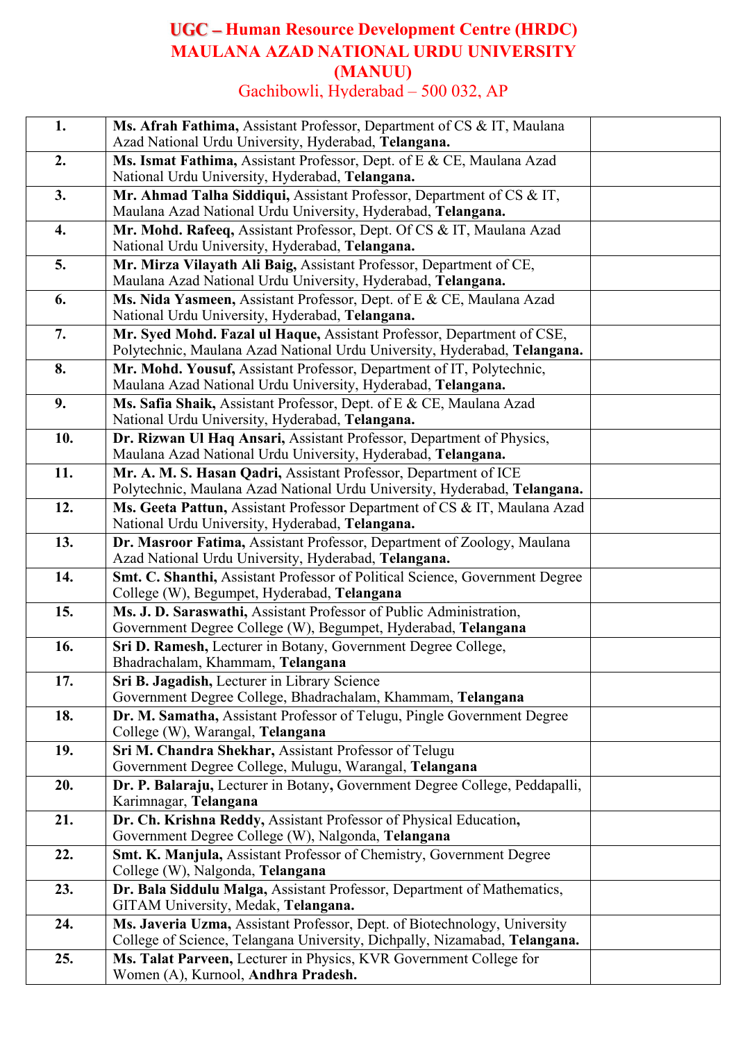# UGC – Human Resource Development Centre (HRDC)
# MAULANA AZAD NATIONAL URDU UNIVERSITY (MANUU)

Gachibowli, Hyderabad – 500 032, AP

| | | |
|---|---|---|
| **1.** | **Ms. Afrah Fathima,** Assistant Professor, Department of CS & IT, Maulana Azad National Urdu University, Hyderabad, **Telangana.** | |
| **2.** | **Ms. Ismat Fathima,** Assistant Professor, Dept. of E & CE, Maulana Azad National Urdu University, Hyderabad, **Telangana.** | |
| **3.** | **Mr. Ahmad Talha Siddiqui,** Assistant Professor, Department of CS & IT, Maulana Azad National Urdu University, Hyderabad, **Telangana.** | |
| **4.** | **Mr. Mohd. Rafeeq,** Assistant Professor, Dept. Of CS & IT, Maulana Azad National Urdu University, Hyderabad, **Telangana.** | |
| **5.** | **Mr. Mirza Vilayath Ali Baig,** Assistant Professor, Department of CE, Maulana Azad National Urdu University, Hyderabad, **Telangana.** | |
| **6.** | **Ms. Nida Yasmeen,** Assistant Professor, Dept. of E & CE, Maulana Azad National Urdu University, Hyderabad, **Telangana.** | |
| **7.** | **Mr. Syed Mohd. Fazal ul Haque,** Assistant Professor, Department of CSE, Polytechnic, Maulana Azad National Urdu University, Hyderabad, **Telangana.** | |
| **8.** | **Mr. Mohd. Yousuf,** Assistant Professor, Department of IT, Polytechnic, Maulana Azad National Urdu University, Hyderabad, **Telangana.** | |
| **9.** | **Ms. Safia Shaik,** Assistant Professor, Dept. of E & CE, Maulana Azad National Urdu University, Hyderabad, **Telangana.** | |
| **10.** | **Dr. Rizwan Ul Haq Ansari,** Assistant Professor, Department of Physics, Maulana Azad National Urdu University, Hyderabad, **Telangana.** | |
| **11.** | **Mr. A. M. S. Hasan Qadri,** Assistant Professor, Department of ICE Polytechnic, Maulana Azad National Urdu University, Hyderabad, **Telangana.** | |
| **12.** | **Ms. Geeta Pattun,** Assistant Professor Department of CS & IT, Maulana Azad National Urdu University, Hyderabad, **Telangana.** | |
| **13.** | **Dr. Masroor Fatima,** Assistant Professor, Department of Zoology, Maulana Azad National Urdu University, Hyderabad, **Telangana.** | |
| **14.** | **Smt. C. Shanthi,** Assistant Professor of Political Science, Government Degree College (W), Begumpet, Hyderabad, **Telangana** | |
| **15.** | **Ms. J. D. Saraswathi,** Assistant Professor of Public Administration, Government Degree College (W), Begumpet, Hyderabad, **Telangana** | |
| **16.** | **Sri D. Ramesh,** Lecturer in Botany, Government Degree College, Bhadrachalam, Khammam, **Telangana** | |
| **17.** | **Sri B. Jagadish,** Lecturer in Library Science Government Degree College, Bhadrachalam, Khammam, **Telangana** | |
| **18.** | **Dr. M. Samatha,** Assistant Professor of Telugu, Pingle Government Degree College (W), Warangal, **Telangana** | |
| **19.** | **Sri M. Chandra Shekhar,** Assistant Professor of Telugu Government Degree College, Mulugu, Warangal, **Telangana** | |
| **20.** | **Dr. P. Balaraju,** Lecturer in Botany**,** Government Degree College, Peddapalli, Karimnagar, **Telangana** | |
| **21.** | **Dr. Ch. Krishna Reddy,** Assistant Professor of Physical Education**,** Government Degree College (W), Nalgonda, **Telangana** | |
| **22.** | **Smt. K. Manjula,** Assistant Professor of Chemistry, Government Degree College (W), Nalgonda, **Telangana** | |
| **23.** | **Dr. Bala Siddulu Malga,** Assistant Professor, Department of Mathematics, GITAM University, Medak, **Telangana.** | |
| **24.** | **Ms. Javeria Uzma,** Assistant Professor, Dept. of Biotechnology, University College of Science, Telangana University, Dichpally, Nizamabad, **Telangana.** | |
| **25.** | **Ms. Talat Parveen,** Lecturer in Physics, KVR Government College for Women (A), Kurnool, **Andhra Pradesh.** | |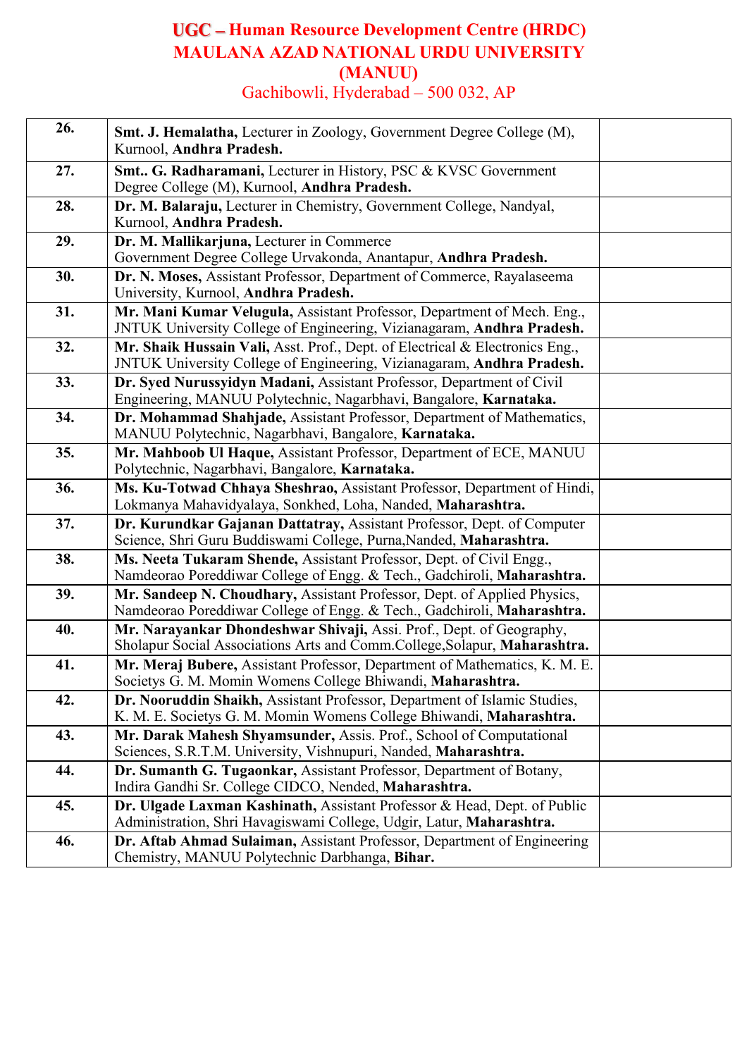# UGC – Human Resource Development Centre (HRDC)
# MAULANA AZAD NATIONAL URDU UNIVERSITY (MANUU)
Gachibowli, Hyderabad – 500 032, AP

| | | |
|---|---|---|
| **26.** | **Smt. J. Hemalatha,** Lecturer in Zoology, Government Degree College (M), Kurnool, **Andhra Pradesh.** | |
| **27.** | **Smt.. G. Radharamani,** Lecturer in History, PSC & KVSC Government Degree College (M), Kurnool, **Andhra Pradesh.** | |
| **28.** | **Dr. M. Balaraju,** Lecturer in Chemistry, Government College, Nandyal, Kurnool, **Andhra Pradesh.** | |
| **29.** | **Dr. M. Mallikarjuna,** Lecturer in Commerce Government Degree College Urvakonda, Anantapur, **Andhra Pradesh.** | |
| **30.** | **Dr. N. Moses,** Assistant Professor, Department of Commerce, Rayalaseema University, Kurnool, **Andhra Pradesh.** | |
| **31.** | **Mr. Mani Kumar Velugula,** Assistant Professor, Department of Mech. Eng., JNTUK University College of Engineering, Vizianagaram, **Andhra Pradesh.** | |
| **32.** | **Mr. Shaik Hussain Vali,** Asst. Prof., Dept. of Electrical & Electronics Eng., JNTUK University College of Engineering, Vizianagaram, **Andhra Pradesh.** | |
| **33.** | **Dr. Syed Nurussyidyn Madani,** Assistant Professor, Department of Civil Engineering, MANUU Polytechnic, Nagarbhavi, Bangalore, **Karnataka.** | |
| **34.** | **Dr. Mohammad Shahjade,** Assistant Professor, Department of Mathematics, MANUU Polytechnic, Nagarbhavi, Bangalore, **Karnataka.** | |
| **35.** | **Mr. Mahboob Ul Haque,** Assistant Professor, Department of ECE, MANUU Polytechnic, Nagarbhavi, Bangalore, **Karnataka.** | |
| **36.** | **Ms. Ku-Totwad Chhaya Sheshrao,** Assistant Professor, Department of Hindi, Lokmanya Mahavidyalaya, Sonkhed, Loha, Nanded, **Maharashtra.** | |
| **37.** | **Dr. Kurundkar Gajanan Dattatray,** Assistant Professor, Dept. of Computer Science, Shri Guru Buddiswami College, Purna,Nanded, **Maharashtra.** | |
| **38.** | **Ms. Neeta Tukaram Shende,** Assistant Professor, Dept. of Civil Engg., Namdeorao Poreddiwar College of Engg. & Tech., Gadchiroli, **Maharashtra.** | |
| **39.** | **Mr. Sandeep N. Choudhary,** Assistant Professor, Dept. of Applied Physics, Namdeorao Poreddiwar College of Engg. & Tech., Gadchiroli, **Maharashtra.** | |
| **40.** | **Mr. Narayankar Dhondeshwar Shivaji,** Assi. Prof., Dept. of Geography, Sholapur Social Associations Arts and Comm.College,Solapur, **Maharashtra.** | |
| **41.** | **Mr. Meraj Bubere,** Assistant Professor, Department of Mathematics, K. M. E. Societys G. M. Momin Womens College Bhiwandi, **Maharashtra.** | |
| **42.** | **Dr. Nooruddin Shaikh,** Assistant Professor, Department of Islamic Studies, K. M. E. Societys G. M. Momin Womens College Bhiwandi, **Maharashtra.** | |
| **43.** | **Mr. Darak Mahesh Shyamsunder,** Assis. Prof., School of Computational Sciences, S.R.T.M. University, Vishnupuri, Nanded, **Maharashtra.** | |
| **44.** | **Dr. Sumanth G. Tugaonkar,** Assistant Professor, Department of Botany, Indira Gandhi Sr. College CIDCO, Nended, **Maharashtra.** | |
| **45.** | **Dr. Ulgade Laxman Kashinath,** Assistant Professor & Head, Dept. of Public Administration, Shri Havagiswami College, Udgir, Latur, **Maharashtra.** | |
| **46.** | **Dr. Aftab Ahmad Sulaiman,** Assistant Professor, Department of Engineering Chemistry, MANUU Polytechnic Darbhanga, **Bihar.** | |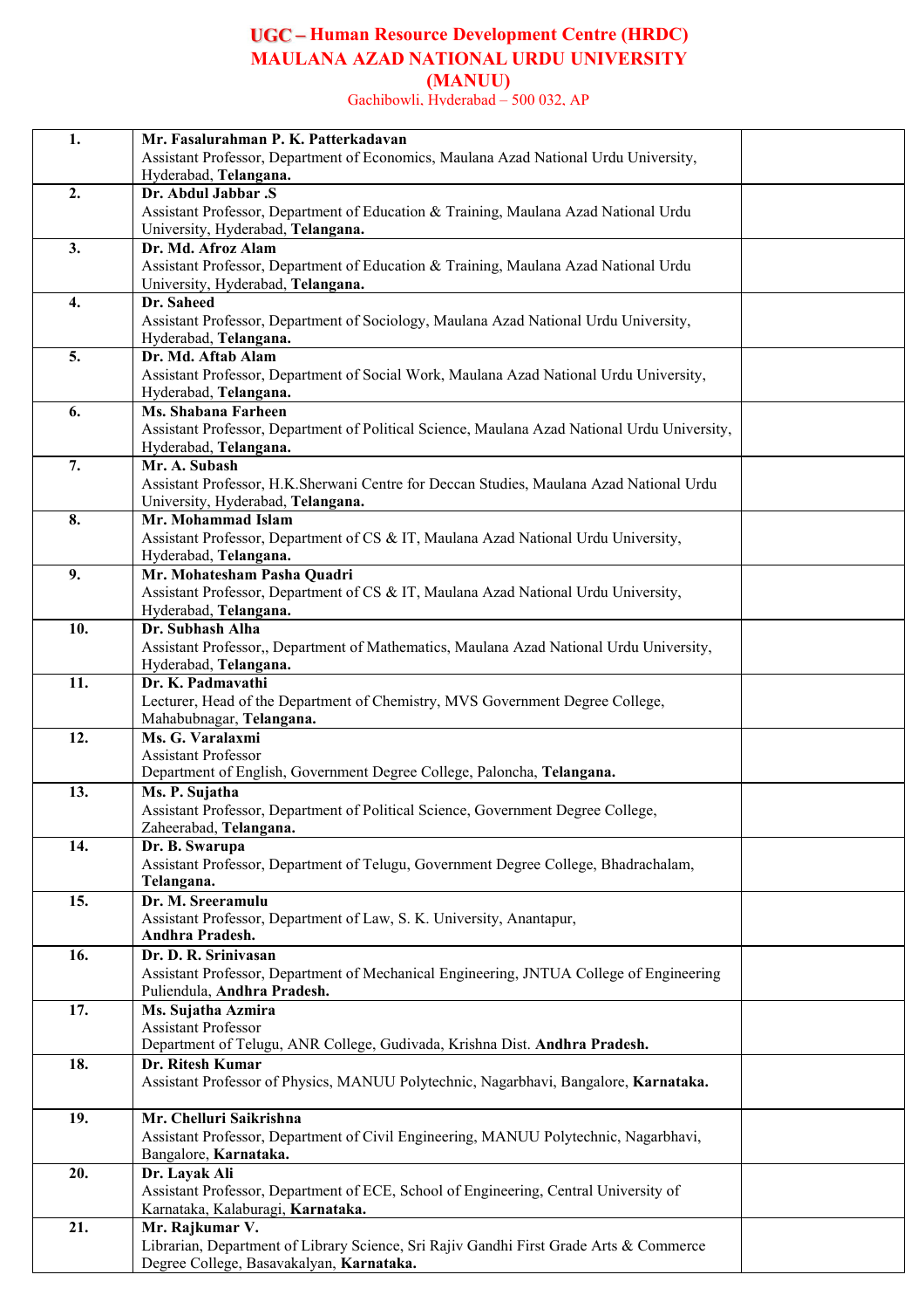# UGC – Human Resource Development Centre (HRDC)
# MAULANA AZAD NATIONAL URDU UNIVERSITY (MANUU)

Gachibowli, Hyderabad – 500 032, AP

| | | |
|---|---|---|
| **1.** | **Mr. Fasalurahman P. K. Patterkadavan**<br>Assistant Professor, Department of Economics, Maulana Azad National Urdu University, Hyderabad, **Telangana.** | |
| **2.** | **Dr. Abdul Jabbar .S**<br>Assistant Professor, Department of Education & Training, Maulana Azad National Urdu University, Hyderabad, **Telangana.** | |
| **3.** | **Dr. Md. Afroz Alam**<br>Assistant Professor, Department of Education & Training, Maulana Azad National Urdu University, Hyderabad, **Telangana.** | |
| **4.** | **Dr. Saheed**<br>Assistant Professor, Department of Sociology, Maulana Azad National Urdu University, Hyderabad, **Telangana.** | |
| **5.** | **Dr. Md. Aftab Alam**<br>Assistant Professor, Department of Social Work, Maulana Azad National Urdu University, Hyderabad, **Telangana.** | |
| **6.** | **Ms. Shabana Farheen**<br>Assistant Professor, Department of Political Science, Maulana Azad National Urdu University, Hyderabad, **Telangana.** | |
| **7.** | **Mr. A. Subash**<br>Assistant Professor, H.K.Sherwani Centre for Deccan Studies, Maulana Azad National Urdu University, Hyderabad, **Telangana.** | |
| **8.** | **Mr. Mohammad Islam**<br>Assistant Professor, Department of CS & IT, Maulana Azad National Urdu University, Hyderabad, **Telangana.** | |
| **9.** | **Mr. Mohatesham Pasha Quadri**<br>Assistant Professor, Department of CS & IT, Maulana Azad National Urdu University, Hyderabad, **Telangana.** | |
| **10.** | **Dr. Subhash Alha**<br>Assistant Professor,, Department of Mathematics, Maulana Azad National Urdu University, Hyderabad, **Telangana.** | |
| **11.** | **Dr. K. Padmavathi**<br>Lecturer, Head of the Department of Chemistry, MVS Government Degree College, Mahabubnagar, **Telangana.** | |
| **12.** | **Ms. G. Varalaxmi**<br>Assistant Professor<br>Department of English, Government Degree College, Paloncha, **Telangana.** | |
| **13.** | **Ms. P. Sujatha**<br>Assistant Professor, Department of Political Science, Government Degree College, Zaheerabad, **Telangana.** | |
| **14.** | **Dr. B. Swarupa**<br>Assistant Professor, Department of Telugu, Government Degree College, Bhadrachalam, **Telangana.** | |
| **15.** | **Dr. M. Sreeramulu**<br>Assistant Professor, Department of Law, S. K. University, Anantapur, **Andhra Pradesh.** | |
| **16.** | **Dr. D. R. Srinivasan**<br>Assistant Professor, Department of Mechanical Engineering, JNTUA College of Engineering Puliendula, **Andhra Pradesh.** | |
| **17.** | **Ms. Sujatha Azmira**<br>Assistant Professor<br>Department of Telugu, ANR College, Gudivada, Krishna Dist. **Andhra Pradesh.** | |
| **18.** | **Dr. Ritesh Kumar**<br>Assistant Professor of Physics, MANUU Polytechnic, Nagarbhavi, Bangalore, **Karnataka.** | |
| **19.** | **Mr. Chelluri Saikrishna**<br>Assistant Professor, Department of Civil Engineering, MANUU Polytechnic, Nagarbhavi, Bangalore, **Karnataka.** | |
| **20.** | **Dr. Layak Ali**<br>Assistant Professor, Department of ECE, School of Engineering, Central University of Karnataka, Kalaburagi, **Karnataka.** | |
| **21.** | **Mr. Rajkumar V.**<br>Librarian, Department of Library Science, Sri Rajiv Gandhi First Grade Arts & Commerce Degree College, Basavakalyan, **Karnataka.** | |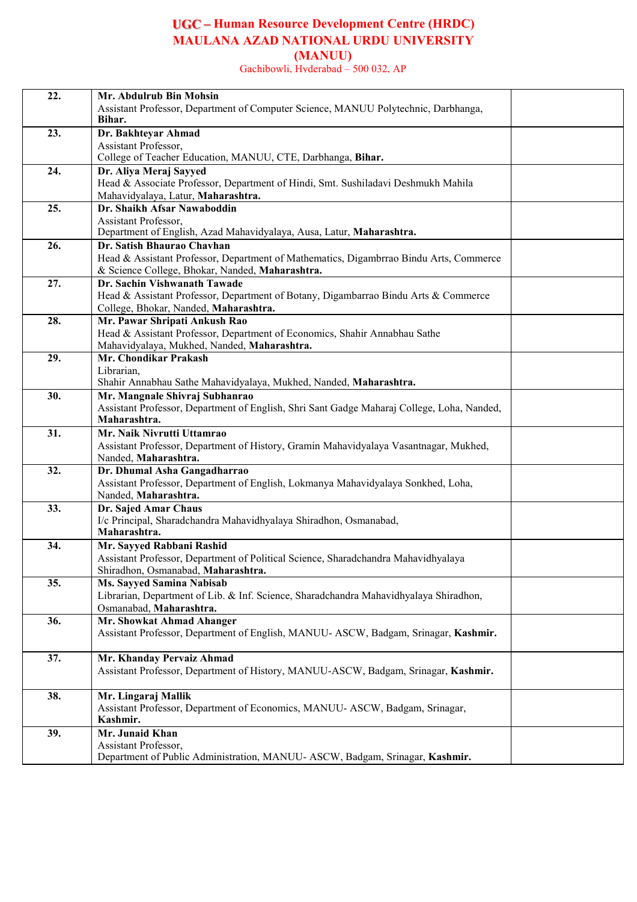**UGC – Human Resource Development Centre (HRDC)**
**MAULANA AZAD NATIONAL URDU UNIVERSITY (MANUU)**
Gachibowli, Hyderabad – 500 032, AP

| | | |
|---|---|---|
| **22.** | **Mr. Abdulrub Bin Mohsin**<br>Assistant Professor, Department of Computer Science, MANUU Polytechnic, Darbhanga, **Bihar.** | |
| **23.** | **Dr. Bakhteyar Ahmad**<br>Assistant Professor,<br>College of Teacher Education, MANUU, CTE, Darbhanga, **Bihar.** | |
| **24.** | **Dr. Aliya Meraj Sayyed**<br>Head & Associate Professor, Department of Hindi, Smt. Sushiladavi Deshmukh Mahila Mahavidyalaya, Latur, **Maharashtra.** | |
| **25.** | **Dr. Shaikh Afsar Nawaboddin**<br>Assistant Professor,<br>Department of English, Azad Mahavidyalaya, Ausa, Latur, **Maharashtra.** | |
| **26.** | **Dr. Satish Bhaurao Chavhan**<br>Head & Assistant Professor, Department of Mathematics, Digambrrao Bindu Arts, Commerce & Science College, Bhokar, Nanded, **Maharashtra.** | |
| **27.** | **Dr. Sachin Vishwanath Tawade**<br>Head & Assistant Professor, Department of Botany, Digambarrao Bindu Arts & Commerce College, Bhokar, Nanded, **Maharashtra.** | |
| **28.** | **Mr. Pawar Shripati Ankush Rao**<br>Head & Assistant Professor, Department of Economics, Shahir Annabhau Sathe Mahavidyalaya, Mukhed, Nanded, **Maharashtra.** | |
| **29.** | **Mr. Chondikar Prakash**<br>Librarian,<br>Shahir Annabhau Sathe Mahavidyalaya, Mukhed, Nanded, **Maharashtra.** | |
| **30.** | **Mr. Mangnale Shivraj Subhanrao**<br>Assistant Professor, Department of English, Shri Sant Gadge Maharaj College, Loha, Nanded, **Maharashtra.** | |
| **31.** | **Mr. Naik Nivrutti Uttamrao**<br>Assistant Professor, Department of History, Gramin Mahavidyalaya Vasantnagar, Mukhed, Nanded, **Maharashtra.** | |
| **32.** | **Dr. Dhumal Asha Gangadharrao**<br>Assistant Professor, Department of English, Lokmanya Mahavidyalaya Sonkhed, Loha, Nanded, **Maharashtra.** | |
| **33.** | **Dr. Sajed Amar Chaus**<br>I/c Principal, Sharadchandra Mahavidhyalaya Shiradhon, Osmanabad, **Maharashtra.** | |
| **34.** | **Mr. Sayyed Rabbani Rashid**<br>Assistant Professor, Department of Political Science, Sharadchandra Mahavidhyalaya Shiradhon, Osmanabad, **Maharashtra.** | |
| **35.** | **Ms. Sayyed Samina Nabisab**<br>Librarian, Department of Lib. & Inf. Science, Sharadchandra Mahavidhyalaya Shiradhon, Osmanabad, **Maharashtra.** | |
| **36.** | **Mr. Showkat Ahmad Ahanger**<br>Assistant Professor, Department of English, MANUU- ASCW, Badgam, Srinagar, **Kashmir.** | |
| **37.** | **Mr. Khanday Pervaiz Ahmad**<br>Assistant Professor, Department of History, MANUU-ASCW, Badgam, Srinagar, **Kashmir.** | |
| **38.** | **Mr. Lingaraj Mallik**<br>Assistant Professor, Department of Economics, MANUU- ASCW, Badgam, Srinagar, **Kashmir.** | |
| **39.** | **Mr. Junaid Khan**<br>Assistant Professor,<br>Department of Public Administration, MANUU- ASCW, Badgam, Srinagar, **Kashmir.** | |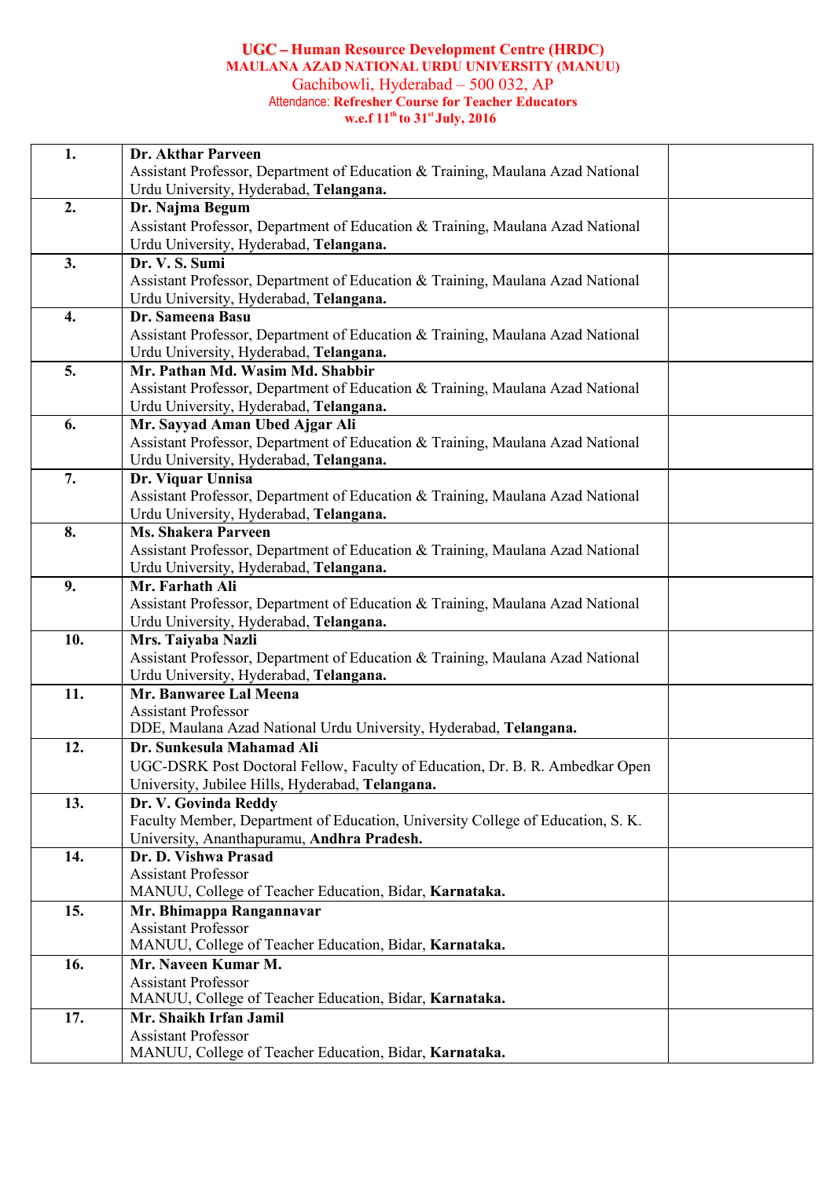**UGC – Human Resource Development Centre (HRDC)**
**MAULANA AZAD NATIONAL URDU UNIVERSITY (MANUU)**
Gachibowli, Hyderabad – 500 032, AP
Attendance: **Refresher Course for Teacher Educators**
**w.e.f 11th to 31st July, 2016**

| | | |
|---|---|---|
| **1.** | **Dr. Akthar Parveen**<br>Assistant Professor, Department of Education & Training, Maulana Azad National Urdu University, Hyderabad, **Telangana.** | |
| **2.** | **Dr. Najma Begum**<br>Assistant Professor, Department of Education & Training, Maulana Azad National Urdu University, Hyderabad, **Telangana.** | |
| **3.** | **Dr. V. S. Sumi**<br>Assistant Professor, Department of Education & Training, Maulana Azad National Urdu University, Hyderabad, **Telangana.** | |
| **4.** | **Dr. Sameena Basu**<br>Assistant Professor, Department of Education & Training, Maulana Azad National Urdu University, Hyderabad, **Telangana.** | |
| **5.** | **Mr. Pathan Md. Wasim Md. Shabbir**<br>Assistant Professor, Department of Education & Training, Maulana Azad National Urdu University, Hyderabad, **Telangana.** | |
| **6.** | **Mr. Sayyad Aman Ubed Ajgar Ali**<br>Assistant Professor, Department of Education & Training, Maulana Azad National Urdu University, Hyderabad, **Telangana.** | |
| **7.** | **Dr. Viquar Unnisa**<br>Assistant Professor, Department of Education & Training, Maulana Azad National Urdu University, Hyderabad, **Telangana.** | |
| **8.** | **Ms. Shakera Parveen**<br>Assistant Professor, Department of Education & Training, Maulana Azad National Urdu University, Hyderabad, **Telangana.** | |
| **9.** | **Mr. Farhath Ali**<br>Assistant Professor, Department of Education & Training, Maulana Azad National Urdu University, Hyderabad, **Telangana.** | |
| **10.** | **Mrs. Taiyaba Nazli**<br>Assistant Professor, Department of Education & Training, Maulana Azad National Urdu University, Hyderabad, **Telangana.** | |
| **11.** | **Mr. Banwaree Lal Meena**<br>Assistant Professor<br>DDE, Maulana Azad National Urdu University, Hyderabad, **Telangana.** | |
| **12.** | **Dr. Sunkesula Mahamad Ali**<br>UGC-DSRK Post Doctoral Fellow, Faculty of Education, Dr. B. R. Ambedkar Open University, Jubilee Hills, Hyderabad, **Telangana.** | |
| **13.** | **Dr. V. Govinda Reddy**<br>Faculty Member, Department of Education, University College of Education, S. K. University, Ananthapuramu, **Andhra Pradesh.** | |
| **14.** | **Dr. D. Vishwa Prasad**<br>Assistant Professor<br>MANUU, College of Teacher Education, Bidar, **Karnataka.** | |
| **15.** | **Mr. Bhimappa Rangannavar**<br>Assistant Professor<br>MANUU, College of Teacher Education, Bidar, **Karnataka.** | |
| **16.** | **Mr. Naveen Kumar M.**<br>Assistant Professor<br>MANUU, College of Teacher Education, Bidar, **Karnataka.** | |
| **17.** | **Mr. Shaikh Irfan Jamil**<br>Assistant Professor<br>MANUU, College of Teacher Education, Bidar, **Karnataka.** | |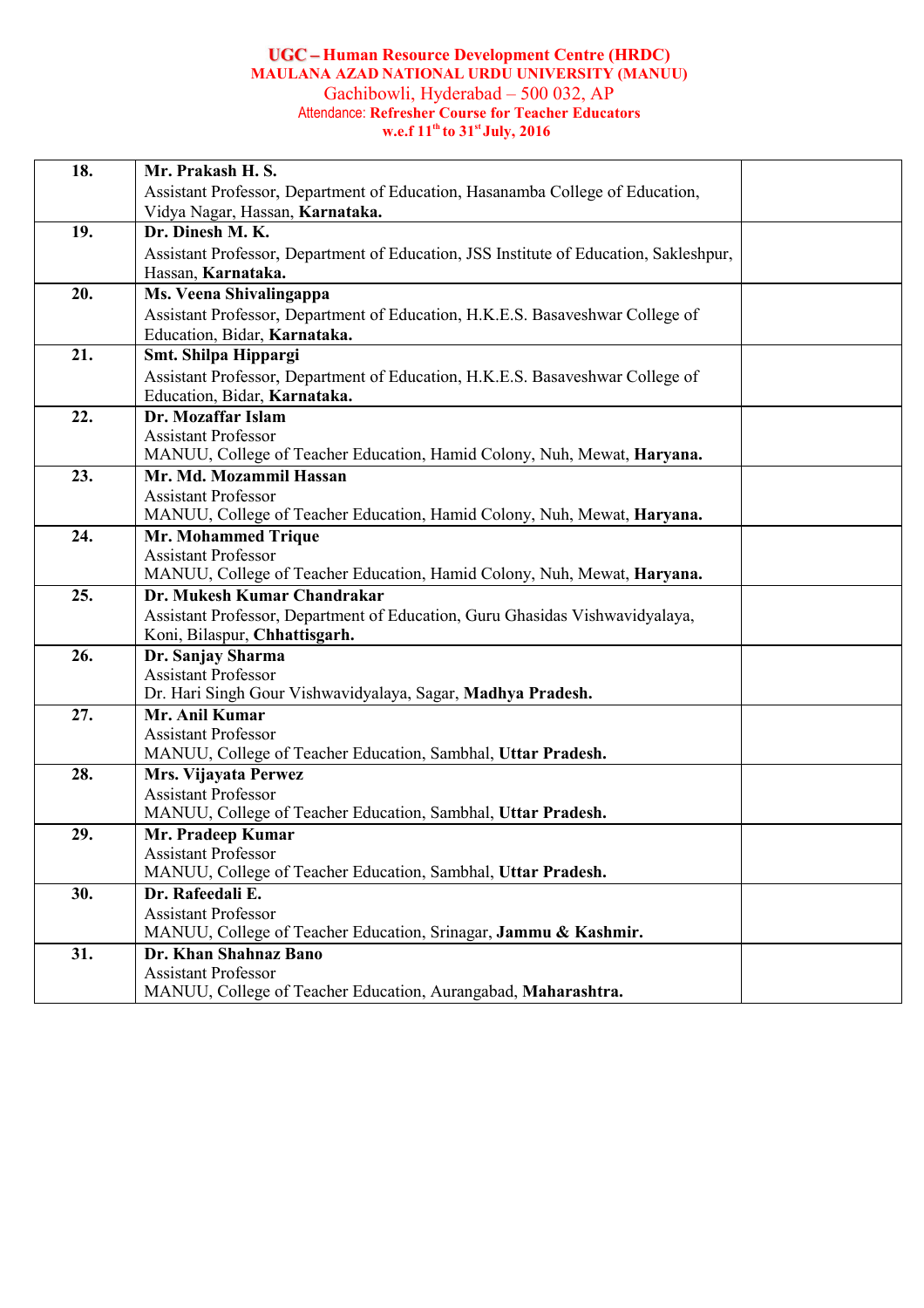**UGC – Human Resource Development Centre (HRDC)**
**MAULANA AZAD NATIONAL URDU UNIVERSITY (MANUU)**
Gachibowli, Hyderabad – 500 032, AP
Attendance: **Refresher Course for Teacher Educators**
**w.e.f 11th to 31st July, 2016**

| | | |
|---|---|---|
| **18.** | **Mr. Prakash H. S.**<br>Assistant Professor, Department of Education, Hasanamba College of Education, Vidya Nagar, Hassan, **Karnataka.** | |
| **19.** | **Dr. Dinesh M. K.**<br>Assistant Professor, Department of Education, JSS Institute of Education, Sakleshpur, Hassan, **Karnataka.** | |
| **20.** | **Ms. Veena Shivalingappa**<br>Assistant Professor, Department of Education, H.K.E.S. Basaveshwar College of Education, Bidar, **Karnataka.** | |
| **21.** | **Smt. Shilpa Hippargi**<br>Assistant Professor, Department of Education, H.K.E.S. Basaveshwar College of Education, Bidar, **Karnataka.** | |
| **22.** | **Dr. Mozaffar Islam**<br>Assistant Professor<br>MANUU, College of Teacher Education, Hamid Colony, Nuh, Mewat, **Haryana.** | |
| **23.** | **Mr. Md. Mozammil Hassan**<br>Assistant Professor<br>MANUU, College of Teacher Education, Hamid Colony, Nuh, Mewat, **Haryana.** | |
| **24.** | **Mr. Mohammed Trique**<br>Assistant Professor<br>MANUU, College of Teacher Education, Hamid Colony, Nuh, Mewat, **Haryana.** | |
| **25.** | **Dr. Mukesh Kumar Chandrakar**<br>Assistant Professor, Department of Education, Guru Ghasidas Vishwavidyalaya, Koni, Bilaspur, **Chhattisgarh.** | |
| **26.** | **Dr. Sanjay Sharma**<br>Assistant Professor<br>Dr. Hari Singh Gour Vishwavidyalaya, Sagar, **Madhya Pradesh.** | |
| **27.** | **Mr. Anil Kumar**<br>Assistant Professor<br>MANUU, College of Teacher Education, Sambhal, **Uttar Pradesh.** | |
| **28.** | **Mrs. Vijayata Perwez**<br>Assistant Professor<br>MANUU, College of Teacher Education, Sambhal, **Uttar Pradesh.** | |
| **29.** | **Mr. Pradeep Kumar**<br>Assistant Professor<br>MANUU, College of Teacher Education, Sambhal, **Uttar Pradesh.** | |
| **30.** | **Dr. Rafeedali E.**<br>Assistant Professor<br>MANUU, College of Teacher Education, Srinagar, **Jammu & Kashmir.** | |
| **31.** | **Dr. Khan Shahnaz Bano**<br>Assistant Professor<br>MANUU, College of Teacher Education, Aurangabad, **Maharashtra.** | |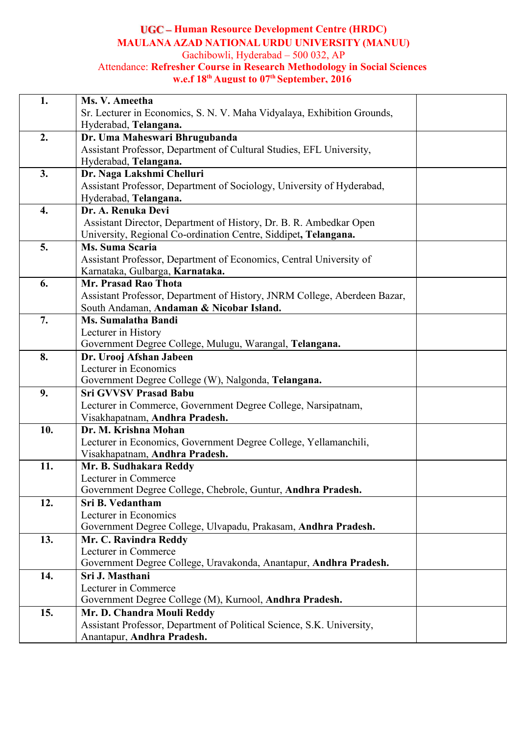**UGC – Human Resource Development Centre (HRDC)**
**MAULANA AZAD NATIONAL URDU UNIVERSITY (MANUU)**
Gachibowli, Hyderabad – 500 032, AP
Attendance: **Refresher Course in Research Methodology in Social Sciences**
**w.e.f 18th August to 07th September, 2016**

| | | |
|---|---|---|
| **1.** | **Ms. V. Ameetha**<br>Sr. Lecturer in Economics, S. N. V. Maha Vidyalaya, Exhibition Grounds, Hyderabad, **Telangana.** | |
| **2.** | **Dr. Uma Maheswari Bhrugubanda**<br>Assistant Professor, Department of Cultural Studies, EFL University, Hyderabad, **Telangana.** | |
| **3.** | **Dr. Naga Lakshmi Chelluri**<br>Assistant Professor, Department of Sociology, University of Hyderabad, Hyderabad, **Telangana.** | |
| **4.** | **Dr. A. Renuka Devi**<br>Assistant Director, Department of History, Dr. B. R. Ambedkar Open University, Regional Co-ordination Centre, Siddipet**, Telangana.** | |
| **5.** | **Ms. Suma Scaria**<br>Assistant Professor, Department of Economics, Central University of Karnataka, Gulbarga, **Karnataka.** | |
| **6.** | **Mr. Prasad Rao Thota**<br>Assistant Professor, Department of History, JNRM College, Aberdeen Bazar, South Andaman, **Andaman & Nicobar Island.** | |
| **7.** | **Ms. Sumalatha Bandi**<br>Lecturer in History<br>Government Degree College, Mulugu, Warangal, **Telangana.** | |
| **8.** | **Dr. Urooj Afshan Jabeen**<br>Lecturer in Economics<br>Government Degree College (W), Nalgonda, **Telangana.** | |
| **9.** | **Sri GVVSV Prasad Babu**<br>Lecturer in Commerce, Government Degree College, Narsipatnam, Visakhapatnam, **Andhra Pradesh.** | |
| **10.** | **Dr. M. Krishna Mohan**<br>Lecturer in Economics, Government Degree College, Yellamanchili, Visakhapatnam, **Andhra Pradesh.** | |
| **11.** | **Mr. B. Sudhakara Reddy**<br>Lecturer in Commerce<br>Government Degree College, Chebrole, Guntur, **Andhra Pradesh.** | |
| **12.** | **Sri B. Vedantham**<br>Lecturer in Economics<br>Government Degree College, Ulvapadu, Prakasam, **Andhra Pradesh.** | |
| **13.** | **Mr. C. Ravindra Reddy**<br>Lecturer in Commerce<br>Government Degree College, Uravakonda, Anantapur, **Andhra Pradesh.** | |
| **14.** | **Sri J. Masthani**<br>Lecturer in Commerce<br>Government Degree College (M), Kurnool, **Andhra Pradesh.** | |
| **15.** | **Mr. D. Chandra Mouli Reddy**<br>Assistant Professor, Department of Political Science, S.K. University, Anantapur, **Andhra Pradesh.** | |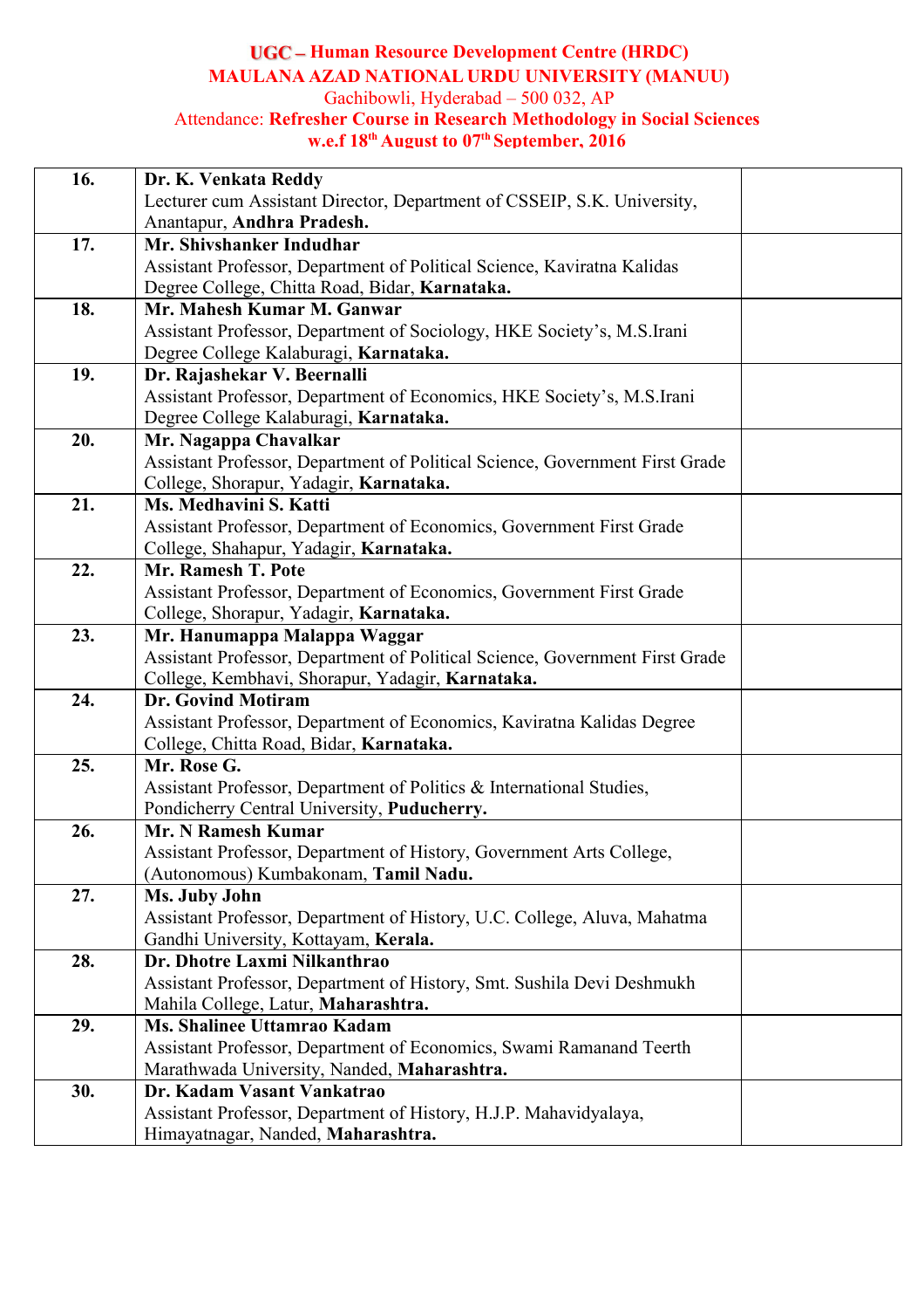**UGC – Human Resource Development Centre (HRDC)**
**MAULANA AZAD NATIONAL URDU UNIVERSITY (MANUU)**
Gachibowli, Hyderabad – 500 032, AP
Attendance: **Refresher Course in Research Methodology in Social Sciences**
**w.e.f 18th August to 07th September, 2016**

| | | |
|---|---|---|
| **16.** | **Dr. K. Venkata Reddy** Lecturer cum Assistant Director, Department of CSSEIP, S.K. University, Anantapur, **Andhra Pradesh.** | |
| **17.** | **Mr. Shivshanker Indudhar** Assistant Professor, Department of Political Science, Kaviratna Kalidas Degree College, Chitta Road, Bidar, **Karnataka.** | |
| **18.** | **Mr. Mahesh Kumar M. Ganwar** Assistant Professor, Department of Sociology, HKE Society's, M.S.Irani Degree College Kalaburagi, **Karnataka.** | |
| **19.** | **Dr. Rajashekar V. Beernalli** Assistant Professor, Department of Economics, HKE Society's, M.S.Irani Degree College Kalaburagi, **Karnataka.** | |
| **20.** | **Mr. Nagappa Chavalkar** Assistant Professor, Department of Political Science, Government First Grade College, Shorapur, Yadagir, **Karnataka.** | |
| **21.** | **Ms. Medhavini S. Katti** Assistant Professor, Department of Economics, Government First Grade College, Shahapur, Yadagir, **Karnataka.** | |
| **22.** | **Mr. Ramesh T. Pote** Assistant Professor, Department of Economics, Government First Grade College, Shorapur, Yadagir, **Karnataka.** | |
| **23.** | **Mr. Hanumappa Malappa Waggar** Assistant Professor, Department of Political Science, Government First Grade College, Kembhavi, Shorapur, Yadagir, **Karnataka.** | |
| **24.** | **Dr. Govind Motiram** Assistant Professor, Department of Economics, Kaviratna Kalidas Degree College, Chitta Road, Bidar, **Karnataka.** | |
| **25.** | **Mr. Rose G.** Assistant Professor, Department of Politics & International Studies, Pondicherry Central University, **Puducherry.** | |
| **26.** | **Mr. N Ramesh Kumar** Assistant Professor, Department of History, Government Arts College, (Autonomous) Kumbakonam, **Tamil Nadu.** | |
| **27.** | **Ms. Juby John** Assistant Professor, Department of History, U.C. College, Aluva, Mahatma Gandhi University, Kottayam, **Kerala.** | |
| **28.** | **Dr. Dhotre Laxmi Nilkanthrao** Assistant Professor, Department of History, Smt. Sushila Devi Deshmukh Mahila College, Latur, **Maharashtra.** | |
| **29.** | **Ms. Shalinee Uttamrao Kadam** Assistant Professor, Department of Economics, Swami Ramanand Teerth Marathwada University, Nanded, **Maharashtra.** | |
| **30.** | **Dr. Kadam Vasant Vankatrao** Assistant Professor, Department of History, H.J.P. Mahavidyalaya, Himayatnagar, Nanded, **Maharashtra.** | |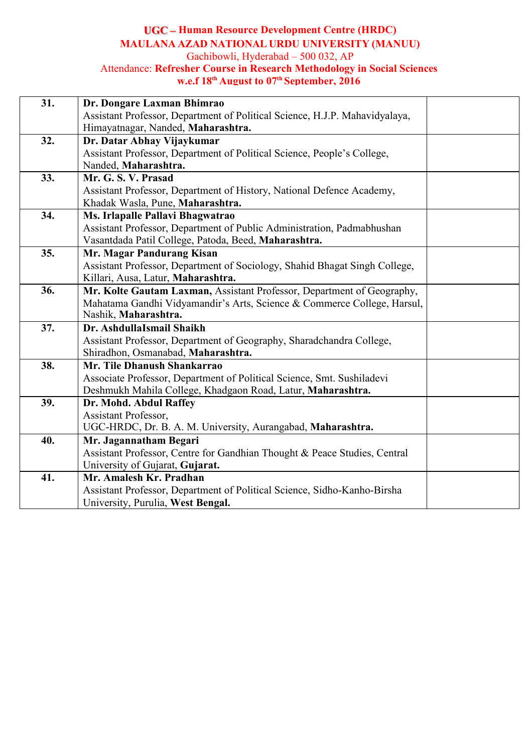**UGC – Human Resource Development Centre (HRDC)**
**MAULANA AZAD NATIONAL URDU UNIVERSITY (MANUU)**
Gachibowli, Hyderabad – 500 032, AP
Attendance: **Refresher Course in Research Methodology in Social Sciences**
**w.e.f 18th August to 07th September, 2016**

| | | |
|---|---|---|
| **31.** | **Dr. Dongare Laxman Bhimrao** Assistant Professor, Department of Political Science, H.J.P. Mahavidyalaya, Himayatnagar, Nanded, **Maharashtra.** | |
| **32.** | **Dr. Datar Abhay Vijaykumar** Assistant Professor, Department of Political Science, People's College, Nanded, **Maharashtra.** | |
| **33.** | **Mr. G. S. V. Prasad** Assistant Professor, Department of History, National Defence Academy, Khadak Wasla, Pune, **Maharashtra.** | |
| **34.** | **Ms. Irlapalle Pallavi Bhagwatrao** Assistant Professor, Department of Public Administration, Padmabhushan Vasantdada Patil College, Patoda, Beed, **Maharashtra.** | |
| **35.** | **Mr. Magar Pandurang Kisan** Assistant Professor, Department of Sociology, Shahid Bhagat Singh College, Killari, Ausa, Latur, **Maharashtra.** | |
| **36.** | **Mr. Kolte Gautam Laxman,** Assistant Professor, Department of Geography, Mahatama Gandhi Vidyamandir's Arts, Science & Commerce College, Harsul, Nashik, **Maharashtra.** | |
| **37.** | **Dr. AshdullaIsmail Shaikh** Assistant Professor, Department of Geography, Sharadchandra College, Shiradhon, Osmanabad, **Maharashtra.** | |
| **38.** | **Mr. Tile Dhanush Shankarrao** Associate Professor, Department of Political Science, Smt. Sushiladevi Deshmukh Mahila College, Khadgaon Road, Latur, **Maharashtra.** | |
| **39.** | **Dr. Mohd. Abdul Raffey** Assistant Professor, UGC-HRDC, Dr. B. A. M. University, Aurangabad, **Maharashtra.** | |
| **40.** | **Mr. Jagannatham Begari** Assistant Professor, Centre for Gandhian Thought & Peace Studies, Central University of Gujarat, **Gujarat.** | |
| **41.** | **Mr. Amalesh Kr. Pradhan** Assistant Professor, Department of Political Science, Sidho-Kanho-Birsha University, Purulia, **West Bengal.** | |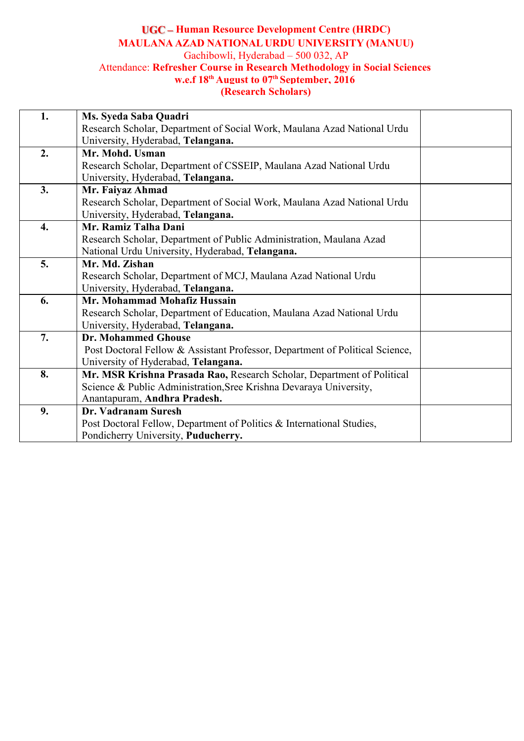**UGC – Human Resource Development Centre (HRDC)**
**MAULANA AZAD NATIONAL URDU UNIVERSITY (MANUU)**
Gachibowli, Hyderabad – 500 032, AP
Attendance: **Refresher Course in Research Methodology in Social Sciences**
**w.e.f 18th August to 07th September, 2016**
**(Research Scholars)**

| | | |
|---|---|---|
| **1.** | **Ms. Syeda Saba Quadri**<br>Research Scholar, Department of Social Work, Maulana Azad National Urdu University, Hyderabad, **Telangana.** | |
| **2.** | **Mr. Mohd. Usman**<br>Research Scholar, Department of CSSEIP, Maulana Azad National Urdu University, Hyderabad, **Telangana.** | |
| **3.** | **Mr. Faiyaz Ahmad**<br>Research Scholar, Department of Social Work, Maulana Azad National Urdu University, Hyderabad, **Telangana.** | |
| **4.** | **Mr. Ramiz Talha Dani**<br>Research Scholar, Department of Public Administration, Maulana Azad National Urdu University, Hyderabad, **Telangana.** | |
| **5.** | **Mr. Md. Zishan**<br>Research Scholar, Department of MCJ, Maulana Azad National Urdu University, Hyderabad, **Telangana.** | |
| **6.** | **Mr. Mohammad Mohafiz Hussain**<br>Research Scholar, Department of Education, Maulana Azad National Urdu University, Hyderabad, **Telangana.** | |
| **7.** | **Dr. Mohammed Ghouse**<br>Post Doctoral Fellow & Assistant Professor, Department of Political Science, University of Hyderabad, **Telangana.** | |
| **8.** | **Mr. MSR Krishna Prasada Rao,** Research Scholar, Department of Political Science & Public Administration,Sree Krishna Devaraya University, Anantapuram, **Andhra Pradesh.** | |
| **9.** | **Dr. Vadranam Suresh**<br>Post Doctoral Fellow, Department of Politics & International Studies, Pondicherry University, **Puducherry.** | |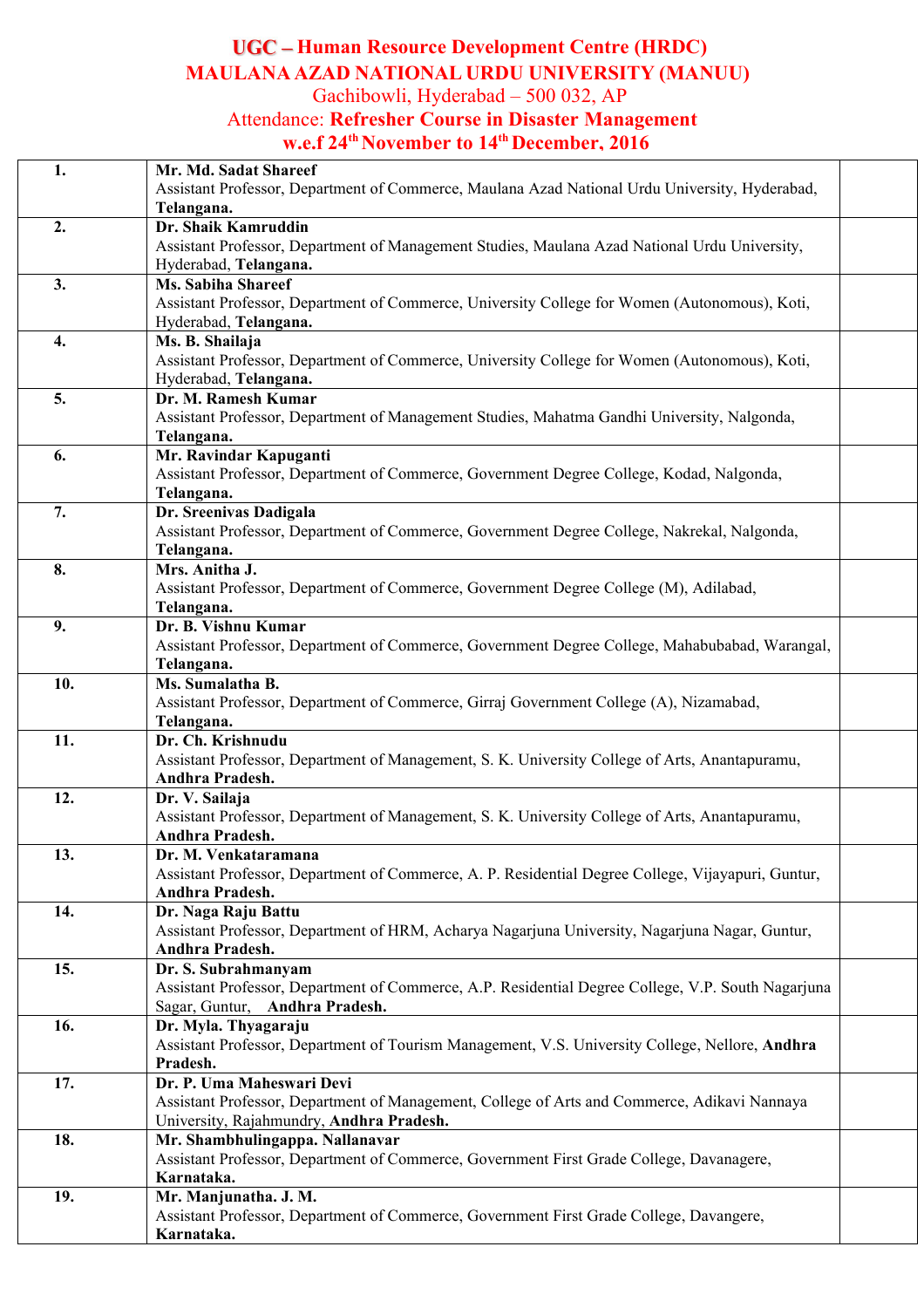# UGC – Human Resource Development Centre (HRDC)
# MAULANA AZAD NATIONAL URDU UNIVERSITY (MANUU)

Gachibowli, Hyderabad – 500 032, AP

Attendance: **Refresher Course in Disaster Management**

**w.e.f 24th November to 14th December, 2016**

| | | |
|---|---|---|
| **1.** | **Mr. Md. Sadat Shareef**<br>Assistant Professor, Department of Commerce, Maulana Azad National Urdu University, Hyderabad, **Telangana.** | |
| **2.** | **Dr. Shaik Kamruddin**<br>Assistant Professor, Department of Management Studies, Maulana Azad National Urdu University, Hyderabad, **Telangana.** | |
| **3.** | **Ms. Sabiha Shareef**<br>Assistant Professor, Department of Commerce, University College for Women (Autonomous), Koti, Hyderabad, **Telangana.** | |
| **4.** | **Ms. B. Shailaja**<br>Assistant Professor, Department of Commerce, University College for Women (Autonomous), Koti, Hyderabad, **Telangana.** | |
| **5.** | **Dr. M. Ramesh Kumar**<br>Assistant Professor, Department of Management Studies, Mahatma Gandhi University, Nalgonda, **Telangana.** | |
| **6.** | **Mr. Ravindar Kapuganti**<br>Assistant Professor, Department of Commerce, Government Degree College, Kodad, Nalgonda, **Telangana.** | |
| **7.** | **Dr. Sreenivas Dadigala**<br>Assistant Professor, Department of Commerce, Government Degree College, Nakrekal, Nalgonda, **Telangana.** | |
| **8.** | **Mrs. Anitha J.**<br>Assistant Professor, Department of Commerce, Government Degree College (M), Adilabad, **Telangana.** | |
| **9.** | **Dr. B. Vishnu Kumar**<br>Assistant Professor, Department of Commerce, Government Degree College, Mahabubabad, Warangal, **Telangana.** | |
| **10.** | **Ms. Sumalatha B.**<br>Assistant Professor, Department of Commerce, Girraj Government College (A), Nizamabad, **Telangana.** | |
| **11.** | **Dr. Ch. Krishnudu**<br>Assistant Professor, Department of Management, S. K. University College of Arts, Anantapuramu, **Andhra Pradesh.** | |
| **12.** | **Dr. V. Sailaja**<br>Assistant Professor, Department of Management, S. K. University College of Arts, Anantapuramu, **Andhra Pradesh.** | |
| **13.** | **Dr. M. Venkataramana**<br>Assistant Professor, Department of Commerce, A. P. Residential Degree College, Vijayapuri, Guntur, **Andhra Pradesh.** | |
| **14.** | **Dr. Naga Raju Battu**<br>Assistant Professor, Department of HRM, Acharya Nagarjuna University, Nagarjuna Nagar, Guntur, **Andhra Pradesh.** | |
| **15.** | **Dr. S. Subrahmanyam**<br>Assistant Professor, Department of Commerce, A.P. Residential Degree College, V.P. South Nagarjuna Sagar, Guntur, **Andhra Pradesh.** | |
| **16.** | **Dr. Myla. Thyagaraju**<br>Assistant Professor, Department of Tourism Management, V.S. University College, Nellore, **Andhra Pradesh.** | |
| **17.** | **Dr. P. Uma Maheswari Devi**<br>Assistant Professor, Department of Management, College of Arts and Commerce, Adikavi Nannaya University, Rajahmundry, **Andhra Pradesh.** | |
| **18.** | **Mr. Shambhulingappa. Nallanavar**<br>Assistant Professor, Department of Commerce, Government First Grade College, Davanagere, **Karnataka.** | |
| **19.** | **Mr. Manjunatha. J. M.**<br>Assistant Professor, Department of Commerce, Government First Grade College, Davangere, **Karnataka.** | |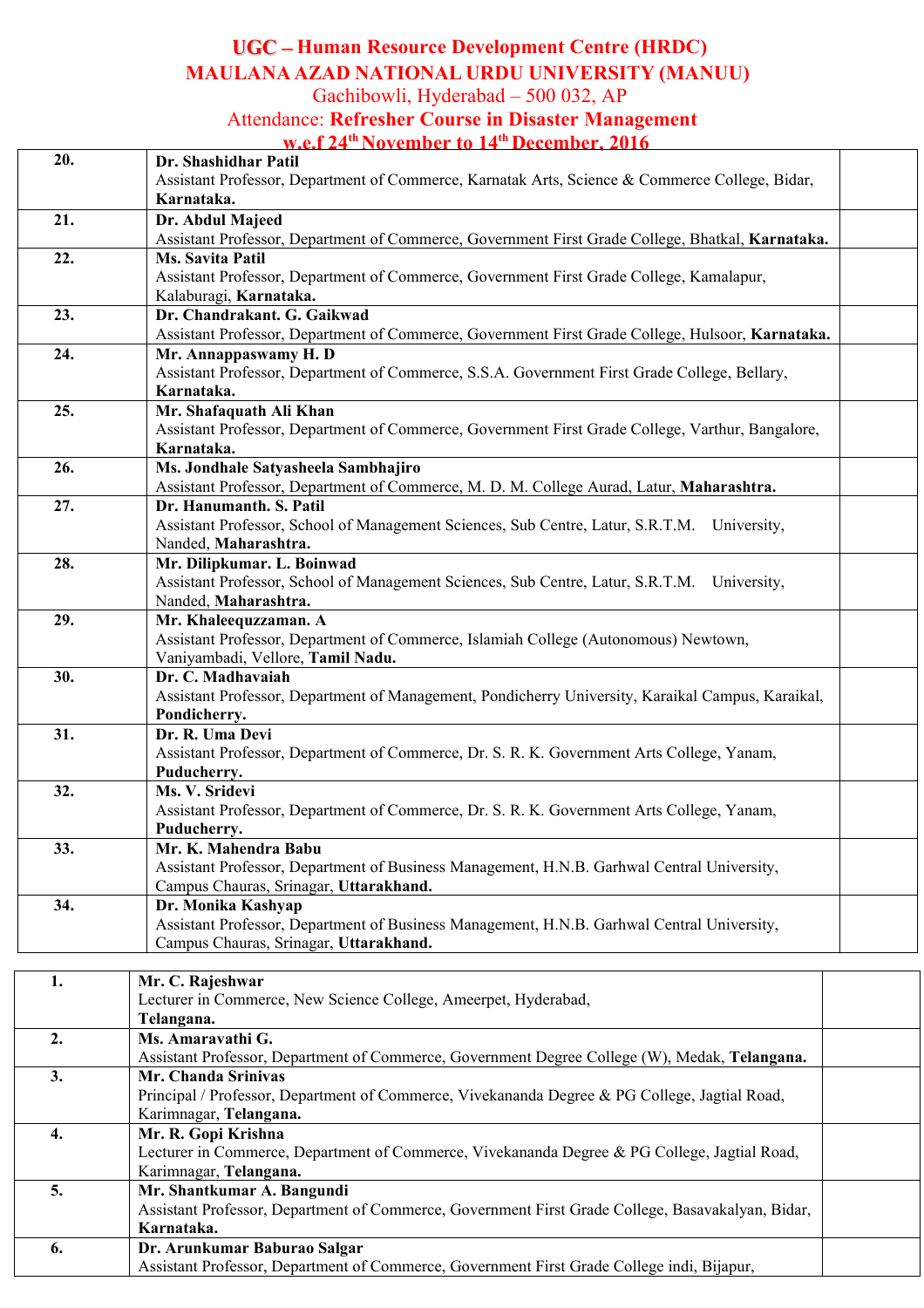# UGC – Human Resource Development Centre (HRDC)
# MAULANA AZAD NATIONAL URDU UNIVERSITY (MANUU)

Gachibowli, Hyderabad – 500 032, AP

Attendance: **Refresher Course in Disaster Management**

**w.e.f 24th November to 14th December, 2016**

| | | |
|---|---|---|
| **20.** | **Dr. Shashidhar Patil**<br>Assistant Professor, Department of Commerce, Karnatak Arts, Science & Commerce College, Bidar, **Karnataka.** | |
| **21.** | **Dr. Abdul Majeed**<br>Assistant Professor, Department of Commerce, Government First Grade College, Bhatkal, **Karnataka.** | |
| **22.** | **Ms. Savita Patil**<br>Assistant Professor, Department of Commerce, Government First Grade College, Kamalapur, Kalaburagi, **Karnataka.** | |
| **23.** | **Dr. Chandrakant. G. Gaikwad**<br>Assistant Professor, Department of Commerce, Government First Grade College, Hulsoor, **Karnataka.** | |
| **24.** | **Mr. Annappaswamy H. D**<br>Assistant Professor, Department of Commerce, S.S.A. Government First Grade College, Bellary, **Karnataka.** | |
| **25.** | **Mr. Shafaquath Ali Khan**<br>Assistant Professor, Department of Commerce, Government First Grade College, Varthur, Bangalore, **Karnataka.** | |
| **26.** | **Ms. Jondhale Satyasheela Sambhajiro**<br>Assistant Professor, Department of Commerce, M. D. M. College Aurad, Latur, **Maharashtra.** | |
| **27.** | **Dr. Hanumanth. S. Patil**<br>Assistant Professor, School of Management Sciences, Sub Centre, Latur, S.R.T.M. University, Nanded, **Maharashtra.** | |
| **28.** | **Mr. Dilipkumar. L. Boinwad**<br>Assistant Professor, School of Management Sciences, Sub Centre, Latur, S.R.T.M. University, Nanded, **Maharashtra.** | |
| **29.** | **Mr. Khaleequzzaman. A**<br>Assistant Professor, Department of Commerce, Islamiah College (Autonomous) Newtown, Vaniyambadi, Vellore, **Tamil Nadu.** | |
| **30.** | **Dr. C. Madhavaiah**<br>Assistant Professor, Department of Management, Pondicherry University, Karaikal Campus, Karaikal, **Pondicherry.** | |
| **31.** | **Dr. R. Uma Devi**<br>Assistant Professor, Department of Commerce, Dr. S. R. K. Government Arts College, Yanam, **Puducherry.** | |
| **32.** | **Ms. V. Sridevi**<br>Assistant Professor, Department of Commerce, Dr. S. R. K. Government Arts College, Yanam, **Puducherry.** | |
| **33.** | **Mr. K. Mahendra Babu**<br>Assistant Professor, Department of Business Management, H.N.B. Garhwal Central University, Campus Chauras, Srinagar, **Uttarakhand.** | |
| **34.** | **Dr. Monika Kashyap**<br>Assistant Professor, Department of Business Management, H.N.B. Garhwal Central University, Campus Chauras, Srinagar, **Uttarakhand.** | |

| | | |
|---|---|---|
| **1.** | **Mr. C. Rajeshwar**<br>Lecturer in Commerce, New Science College, Ameerpet, Hyderabad, **Telangana.** | |
| **2.** | **Ms. Amaravathi G.**<br>Assistant Professor, Department of Commerce, Government Degree College (W), Medak, **Telangana.** | |
| **3.** | **Mr. Chanda Srinivas**<br>Principal / Professor, Department of Commerce, Vivekananda Degree & PG College, Jagtial Road, Karimnagar, **Telangana.** | |
| **4.** | **Mr. R. Gopi Krishna**<br>Lecturer in Commerce, Department of Commerce, Vivekananda Degree & PG College, Jagtial Road, Karimnagar, **Telangana.** | |
| **5.** | **Mr. Shantkumar A. Bangundi**<br>Assistant Professor, Department of Commerce, Government First Grade College, Basavakalyan, Bidar, **Karnataka.** | |
| **6.** | **Dr. Arunkumar Baburao Salgar**<br>Assistant Professor, Department of Commerce, Government First Grade College indi, Bijapur, | |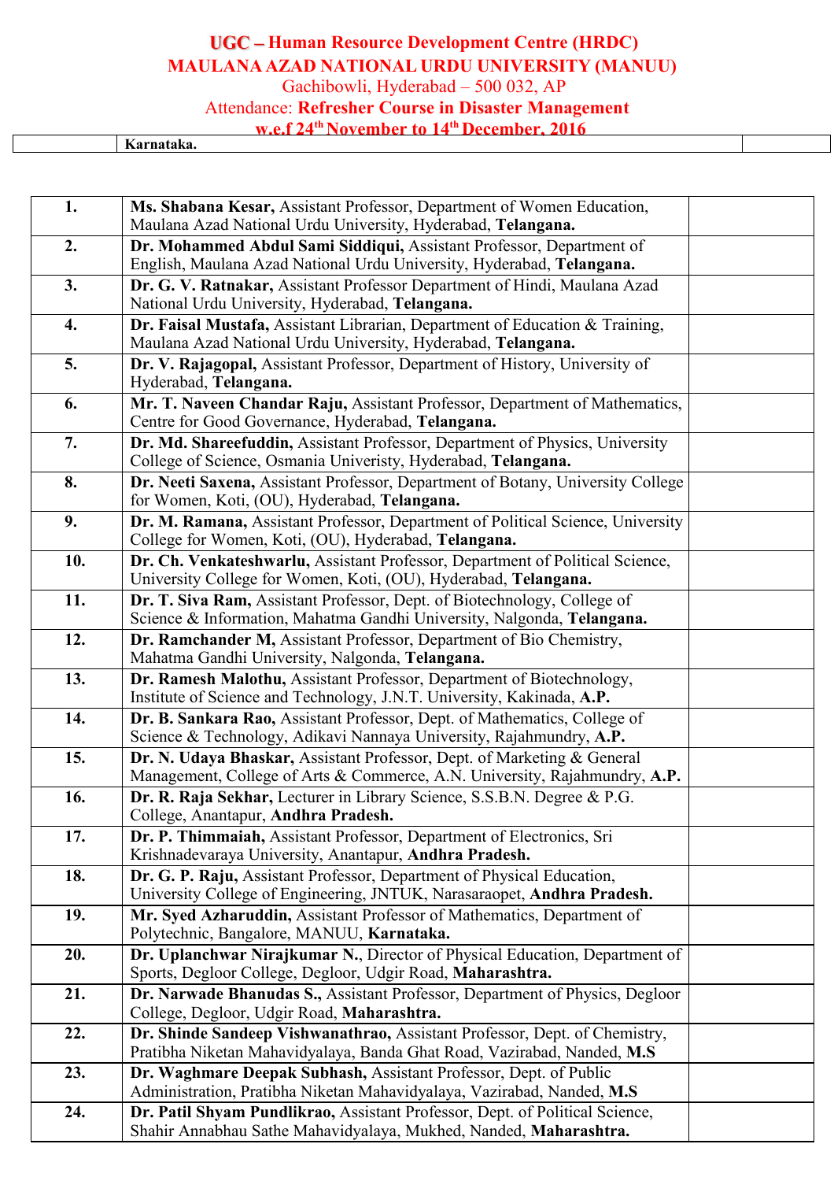**UGC – Human Resource Development Centre (HRDC)**
**MAULANA AZAD NATIONAL URDU UNIVERSITY (MANUU)**
Gachibowli, Hyderabad – 500 032, AP
Attendance: **Refresher Course in Disaster Management**
**w.e.f 24th November to 14th December, 2016**

| | | |
|---|---|---|
| | **Karnataka.** | |

| | | |
|---|---|---|
| **1.** | **Ms. Shabana Kesar,** Assistant Professor, Department of Women Education, Maulana Azad National Urdu University, Hyderabad, **Telangana.** | |
| **2.** | **Dr. Mohammed Abdul Sami Siddiqui,** Assistant Professor, Department of English, Maulana Azad National Urdu University, Hyderabad, **Telangana.** | |
| **3.** | **Dr. G. V. Ratnakar,** Assistant Professor Department of Hindi, Maulana Azad National Urdu University, Hyderabad, **Telangana.** | |
| **4.** | **Dr. Faisal Mustafa,** Assistant Librarian, Department of Education & Training, Maulana Azad National Urdu University, Hyderabad, **Telangana.** | |
| **5.** | **Dr. V. Rajagopal,** Assistant Professor, Department of History, University of Hyderabad, **Telangana.** | |
| **6.** | **Mr. T. Naveen Chandar Raju,** Assistant Professor, Department of Mathematics, Centre for Good Governance, Hyderabad, **Telangana.** | |
| **7.** | **Dr. Md. Shareefuddin,** Assistant Professor, Department of Physics, University College of Science, Osmania Univeristy, Hyderabad, **Telangana.** | |
| **8.** | **Dr. Neeti Saxena,** Assistant Professor, Department of Botany, University College for Women, Koti, (OU), Hyderabad, **Telangana.** | |
| **9.** | **Dr. M. Ramana,** Assistant Professor, Department of Political Science, University College for Women, Koti, (OU), Hyderabad, **Telangana.** | |
| **10.** | **Dr. Ch. Venkateshwarlu,** Assistant Professor, Department of Political Science, University College for Women, Koti, (OU), Hyderabad, **Telangana.** | |
| **11.** | **Dr. T. Siva Ram,** Assistant Professor, Dept. of Biotechnology, College of Science & Information, Mahatma Gandhi University, Nalgonda, **Telangana.** | |
| **12.** | **Dr. Ramchander M,** Assistant Professor, Department of Bio Chemistry, Mahatma Gandhi University, Nalgonda, **Telangana.** | |
| **13.** | **Dr. Ramesh Malothu,** Assistant Professor, Department of Biotechnology, Institute of Science and Technology, J.N.T. University, Kakinada, **A.P.** | |
| **14.** | **Dr. B. Sankara Rao,** Assistant Professor, Dept. of Mathematics, College of Science & Technology, Adikavi Nannaya University, Rajahmundry, **A.P.** | |
| **15.** | **Dr. N. Udaya Bhaskar,** Assistant Professor, Dept. of Marketing & General Management, College of Arts & Commerce, A.N. University, Rajahmundry, **A.P.** | |
| **16.** | **Dr. R. Raja Sekhar,** Lecturer in Library Science, S.S.B.N. Degree & P.G. College, Anantapur, **Andhra Pradesh.** | |
| **17.** | **Dr. P. Thimmaiah,** Assistant Professor, Department of Electronics, Sri Krishnadevaraya University, Anantapur, **Andhra Pradesh.** | |
| **18.** | **Dr. G. P. Raju,** Assistant Professor, Department of Physical Education, University College of Engineering, JNTUK, Narasaraopet, **Andhra Pradesh.** | |
| **19.** | **Mr. Syed Azharuddin,** Assistant Professor of Mathematics, Department of Polytechnic, Bangalore, MANUU, **Karnataka.** | |
| **20.** | **Dr. Uplanchwar Nirajkumar N.,** Director of Physical Education, Department of Sports, Degloor College, Degloor, Udgir Road, **Maharashtra.** | |
| **21.** | **Dr. Narwade Bhanudas S.,** Assistant Professor, Department of Physics, Degloor College, Degloor, Udgir Road, **Maharashtra.** | |
| **22.** | **Dr. Shinde Sandeep Vishwanathrao,** Assistant Professor, Dept. of Chemistry, Pratibha Niketan Mahavidyalaya, Banda Ghat Road, Vazirabad, Nanded, **M.S** | |
| **23.** | **Dr. Waghmare Deepak Subhash,** Assistant Professor, Dept. of Public Administration, Pratibha Niketan Mahavidyalaya, Vazirabad, Nanded, **M.S** | |
| **24.** | **Dr. Patil Shyam Pundlikrao,** Assistant Professor, Dept. of Political Science, Shahir Annabhau Sathe Mahavidyalaya, Mukhed, Nanded, **Maharashtra.** | |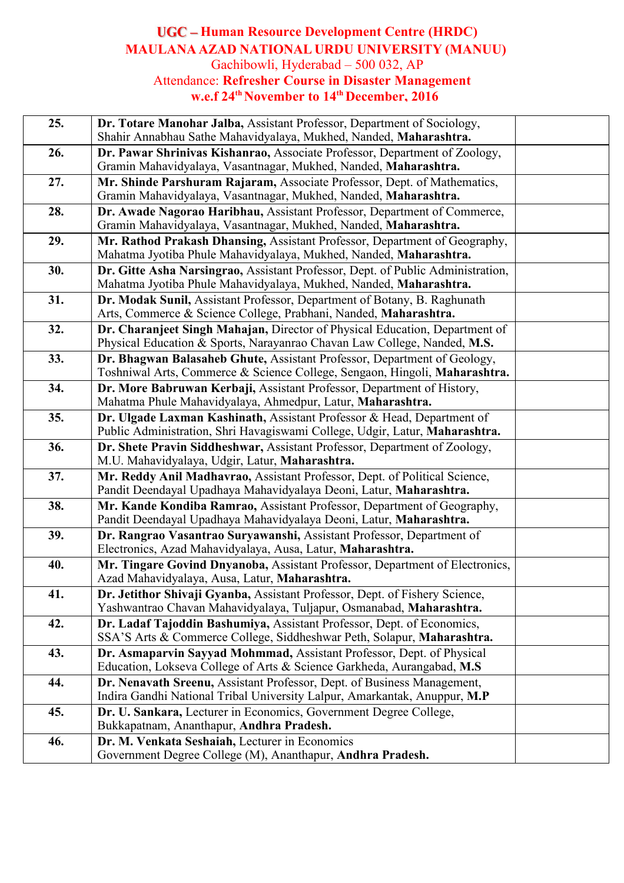**UGC – Human Resource Development Centre (HRDC)**
**MAULANA AZAD NATIONAL URDU UNIVERSITY (MANUU)**
Gachibowli, Hyderabad – 500 032, AP
Attendance: **Refresher Course in Disaster Management**
**w.e.f 24th November to 14th December, 2016**

| | | |
|---|---|---|
| **25.** | **Dr. Totare Manohar Jalba,** Assistant Professor, Department of Sociology, Shahir Annabhau Sathe Mahavidyalaya, Mukhed, Nanded, **Maharashtra.** | |
| **26.** | **Dr. Pawar Shrinivas Kishanrao,** Associate Professor, Department of Zoology, Gramin Mahavidyalaya, Vasantnagar, Mukhed, Nanded, **Maharashtra.** | |
| **27.** | **Mr. Shinde Parshuram Rajaram,** Associate Professor, Dept. of Mathematics, Gramin Mahavidyalaya, Vasantnagar, Mukhed, Nanded, **Maharashtra.** | |
| **28.** | **Dr. Awade Nagorao Haribhau,** Assistant Professor, Department of Commerce, Gramin Mahavidyalaya, Vasantnagar, Mukhed, Nanded, **Maharashtra.** | |
| **29.** | **Mr. Rathod Prakash Dhansing,** Assistant Professor, Department of Geography, Mahatma Jyotiba Phule Mahavidyalaya, Mukhed, Nanded, **Maharashtra.** | |
| **30.** | **Dr. Gitte Asha Narsingrao,** Assistant Professor, Dept. of Public Administration, Mahatma Jyotiba Phule Mahavidyalaya, Mukhed, Nanded, **Maharashtra.** | |
| **31.** | **Dr. Modak Sunil,** Assistant Professor, Department of Botany, B. Raghunath Arts, Commerce & Science College, Prabhani, Nanded, **Maharashtra.** | |
| **32.** | **Dr. Charanjeet Singh Mahajan,** Director of Physical Education, Department of Physical Education & Sports, Narayanrao Chavan Law College, Nanded, **M.S.** | |
| **33.** | **Dr. Bhagwan Balasaheb Ghute,** Assistant Professor, Department of Geology, Toshniwal Arts, Commerce & Science College, Sengaon, Hingoli, **Maharashtra.** | |
| **34.** | **Dr. More Babruwan Kerbaji,** Assistant Professor, Department of History, Mahatma Phule Mahavidyalaya, Ahmedpur, Latur, **Maharashtra.** | |
| **35.** | **Dr. Ulgade Laxman Kashinath,** Assistant Professor & Head, Department of Public Administration, Shri Havagiswami College, Udgir, Latur, **Maharashtra.** | |
| **36.** | **Dr. Shete Pravin Siddheshwar,** Assistant Professor, Department of Zoology, M.U. Mahavidyalaya, Udgir, Latur, **Maharashtra.** | |
| **37.** | **Mr. Reddy Anil Madhavrao,** Assistant Professor, Dept. of Political Science, Pandit Deendayal Upadhaya Mahavidyalaya Deoni, Latur, **Maharashtra.** | |
| **38.** | **Mr. Kande Kondiba Ramrao,** Assistant Professor, Department of Geography, Pandit Deendayal Upadhaya Mahavidyalaya Deoni, Latur, **Maharashtra.** | |
| **39.** | **Dr. Rangrao Vasantrao Suryawanshi,** Assistant Professor, Department of Electronics, Azad Mahavidyalaya, Ausa, Latur, **Maharashtra.** | |
| **40.** | **Mr. Tingare Govind Dnyanoba,** Assistant Professor, Department of Electronics, Azad Mahavidyalaya, Ausa, Latur, **Maharashtra.** | |
| **41.** | **Dr. Jetithor Shivaji Gyanba,** Assistant Professor, Dept. of Fishery Science, Yashwantrao Chavan Mahavidyalaya, Tuljapur, Osmanabad, **Maharashtra.** | |
| **42.** | **Dr. Ladaf Tajoddin Bashumiya,** Assistant Professor, Dept. of Economics, SSA'S Arts & Commerce College, Siddheshwar Peth, Solapur, **Maharashtra.** | |
| **43.** | **Dr. Asmaparvin Sayyad Mohmmad,** Assistant Professor, Dept. of Physical Education, Lokseva College of Arts & Science Garkheda, Aurangabad, **M.S** | |
| **44.** | **Dr. Nenavath Sreenu,** Assistant Professor, Dept. of Business Management, Indira Gandhi National Tribal University Lalpur, Amarkantak, Anuppur, **M.P** | |
| **45.** | **Dr. U. Sankara,** Lecturer in Economics, Government Degree College, Bukkapatnam, Ananthapur, **Andhra Pradesh.** | |
| **46.** | **Dr. M. Venkata Seshaiah,** Lecturer in Economics Government Degree College (M), Ananthapur, **Andhra Pradesh.** | |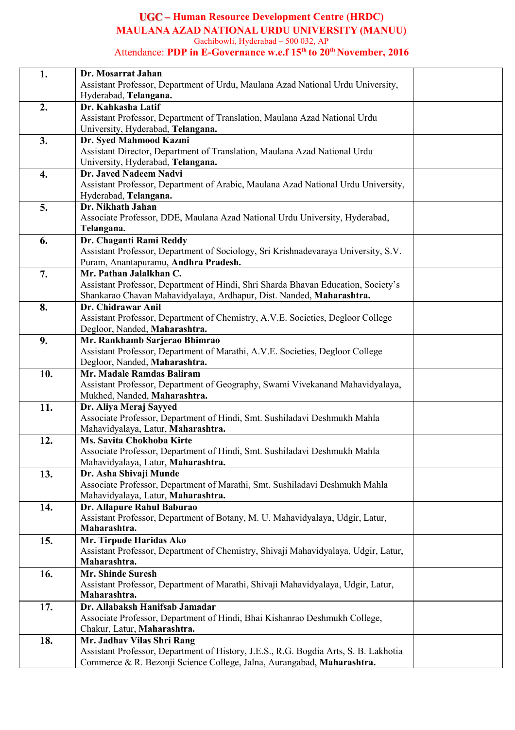**UGC – Human Resource Development Centre (HRDC)**
**MAULANA AZAD NATIONAL URDU UNIVERSITY (MANUU)**
Gachibowli, Hyderabad – 500 032, AP
Attendance: **PDP in E-Governance w.e.f 15th to 20th November, 2016**

| | | |
|---|---|---|
| **1.** | **Dr. Mosarrat Jahan**<br>Assistant Professor, Department of Urdu, Maulana Azad National Urdu University, Hyderabad, **Telangana.** | |
| **2.** | **Dr. Kahkasha Latif**<br>Assistant Professor, Department of Translation, Maulana Azad National Urdu University, Hyderabad, **Telangana.** | |
| **3.** | **Dr. Syed Mahmood Kazmi**<br>Assistant Director, Department of Translation, Maulana Azad National Urdu University, Hyderabad, **Telangana.** | |
| **4.** | **Dr. Javed Nadeem Nadvi**<br>Assistant Professor, Department of Arabic, Maulana Azad National Urdu University, Hyderabad, **Telangana.** | |
| **5.** | **Dr. Nikhath Jahan**<br>Associate Professor, DDE, Maulana Azad National Urdu University, Hyderabad, **Telangana.** | |
| **6.** | **Dr. Chaganti Rami Reddy**<br>Assistant Professor, Department of Sociology, Sri Krishnadevaraya University, S.V. Puram, Anantapuramu, **Andhra Pradesh.** | |
| **7.** | **Mr. Pathan Jalalkhan C.**<br>Assistant Professor, Department of Hindi, Shri Sharda Bhavan Education, Society's Shankarao Chavan Mahavidyalaya, Ardhapur, Dist. Nanded, **Maharashtra.** | |
| **8.** | **Dr. Chidrawar Anil**<br>Assistant Professor, Department of Chemistry, A.V.E. Societies, Degloor College Degloor, Nanded, **Maharashtra.** | |
| **9.** | **Mr. Rankhamb Sarjerao Bhimrao**<br>Assistant Professor, Department of Marathi, A.V.E. Societies, Degloor College Degloor, Nanded, **Maharashtra.** | |
| **10.** | **Mr. Madale Ramdas Baliram**<br>Assistant Professor, Department of Geography, Swami Vivekanand Mahavidyalaya, Mukhed, Nanded, **Maharashtra.** | |
| **11.** | **Dr. Aliya Meraj Sayyed**<br>Associate Professor, Department of Hindi, Smt. Sushiladavi Deshmukh Mahla Mahavidyalaya, Latur, **Maharashtra.** | |
| **12.** | **Ms. Savita Chokhoba Kirte**<br>Associate Professor, Department of Hindi, Smt. Sushiladavi Deshmukh Mahla Mahavidyalaya, Latur, **Maharashtra.** | |
| **13.** | **Dr. Asha Shivaji Munde**<br>Associate Professor, Department of Marathi, Smt. Sushiladavi Deshmukh Mahla Mahavidyalaya, Latur, **Maharashtra.** | |
| **14.** | **Dr. Allapure Rahul Baburao**<br>Assistant Professor, Department of Botany, M. U. Mahavidyalaya, Udgir, Latur, **Maharashtra.** | |
| **15.** | **Mr. Tirpude Haridas Ako**<br>Assistant Professor, Department of Chemistry, Shivaji Mahavidyalaya, Udgir, Latur, **Maharashtra.** | |
| **16.** | **Mr. Shinde Suresh**<br>Assistant Professor, Department of Marathi, Shivaji Mahavidyalaya, Udgir, Latur, **Maharashtra.** | |
| **17.** | **Dr. Allabaksh Hanifsab Jamadar**<br>Associate Professor, Department of Hindi, Bhai Kishanrao Deshmukh College, Chakur, Latur, **Maharashtra.** | |
| **18.** | **Mr. Jadhav Vilas Shri Rang**<br>Assistant Professor, Department of History, J.E.S., R.G. Bogdia Arts, S. B. Lakhotia Commerce & R. Bezonji Science College, Jalna, Aurangabad, **Maharashtra.** | |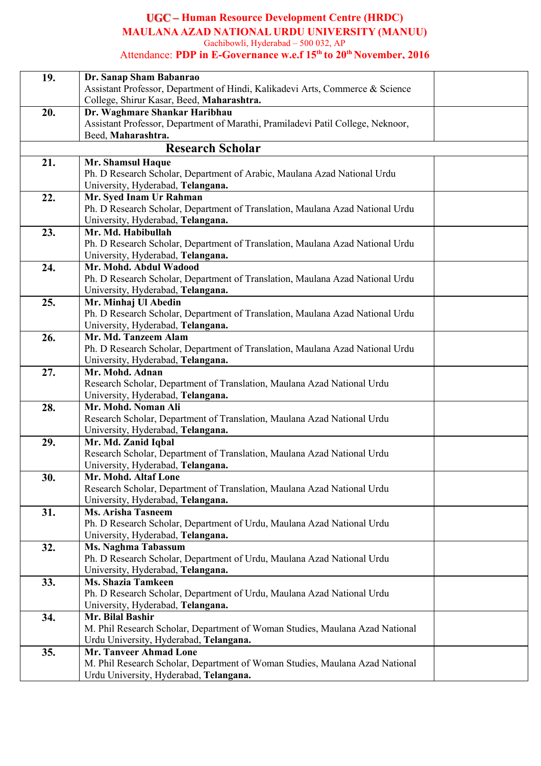**UGC – Human Resource Development Centre (HRDC)**
**MAULANA AZAD NATIONAL URDU UNIVERSITY (MANUU)**
Gachibowli, Hyderabad – 500 032, AP
Attendance: **PDP in E-Governance w.e.f 15th to 20th November, 2016**

| | | |
|---|---|---|
| **19.** | **Dr. Sanap Sham Babanrao**<br>Assistant Professor, Department of Hindi, Kalikadevi Arts, Commerce & Science College, Shirur Kasar, Beed, **Maharashtra.** | |
| **20.** | **Dr. Waghmare Shankar Haribhau**<br>Assistant Professor, Department of Marathi, Pramiladevi Patil College, Neknoor, Beed, **Maharashtra.** | |
| | **Research Scholar** | |
| **21.** | **Mr. Shamsul Haque**<br>Ph. D Research Scholar, Department of Arabic, Maulana Azad National Urdu University, Hyderabad, **Telangana.** | |
| **22.** | **Mr. Syed Inam Ur Rahman**<br>Ph. D Research Scholar, Department of Translation, Maulana Azad National Urdu University, Hyderabad, **Telangana.** | |
| **23.** | **Mr. Md. Habibullah**<br>Ph. D Research Scholar, Department of Translation, Maulana Azad National Urdu University, Hyderabad, **Telangana.** | |
| **24.** | **Mr. Mohd. Abdul Wadood**<br>Ph. D Research Scholar, Department of Translation, Maulana Azad National Urdu University, Hyderabad, **Telangana.** | |
| **25.** | **Mr. Minhaj Ul Abedin**<br>Ph. D Research Scholar, Department of Translation, Maulana Azad National Urdu University, Hyderabad, **Telangana.** | |
| **26.** | **Mr. Md. Tanzeem Alam**<br>Ph. D Research Scholar, Department of Translation, Maulana Azad National Urdu University, Hyderabad, **Telangana.** | |
| **27.** | **Mr. Mohd. Adnan**<br>Research Scholar, Department of Translation, Maulana Azad National Urdu University, Hyderabad, **Telangana.** | |
| **28.** | **Mr. Mohd. Noman Ali**<br>Research Scholar, Department of Translation, Maulana Azad National Urdu University, Hyderabad, **Telangana.** | |
| **29.** | **Mr. Md. Zanid Iqbal**<br>Research Scholar, Department of Translation, Maulana Azad National Urdu University, Hyderabad, **Telangana.** | |
| **30.** | **Mr. Mohd. Altaf Lone**<br>Research Scholar, Department of Translation, Maulana Azad National Urdu University, Hyderabad, **Telangana.** | |
| **31.** | **Ms. Arisha Tasneem**<br>Ph. D Research Scholar, Department of Urdu, Maulana Azad National Urdu University, Hyderabad, **Telangana.** | |
| **32.** | **Ms. Naghma Tabassum**<br>Ph. D Research Scholar, Department of Urdu, Maulana Azad National Urdu University, Hyderabad, **Telangana.** | |
| **33.** | **Ms. Shazia Tamkeen**<br>Ph. D Research Scholar, Department of Urdu, Maulana Azad National Urdu University, Hyderabad, **Telangana.** | |
| **34.** | **Mr. Bilal Bashir**<br>M. Phil Research Scholar, Department of Woman Studies, Maulana Azad National Urdu University, Hyderabad, **Telangana.** | |
| **35.** | **Mr. Tanveer Ahmad Lone**<br>M. Phil Research Scholar, Department of Woman Studies, Maulana Azad National Urdu University, Hyderabad, **Telangana.** | |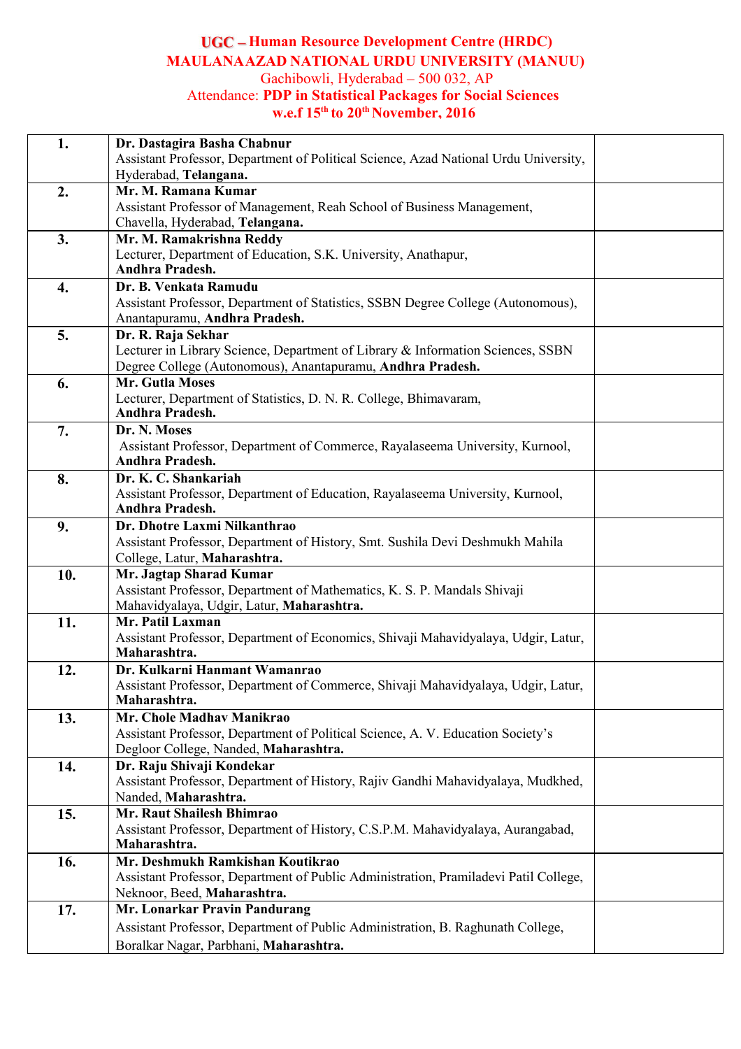**UGC – Human Resource Development Centre (HRDC)**
**MAULANAAZAD NATIONAL URDU UNIVERSITY (MANUU)**
Gachibowli, Hyderabad – 500 032, AP
Attendance: **PDP in Statistical Packages for Social Sciences**
**w.e.f 15th to 20th November, 2016**

| | | |
|---|---|---|
| **1.** | **Dr. Dastagira Basha Chabnur** Assistant Professor, Department of Political Science, Azad National Urdu University, Hyderabad, **Telangana.** | |
| **2.** | **Mr. M. Ramana Kumar** Assistant Professor of Management, Reah School of Business Management, Chavella, Hyderabad, **Telangana.** | |
| **3.** | **Mr. M. Ramakrishna Reddy** Lecturer, Department of Education, S.K. University, Anathapur, **Andhra Pradesh.** | |
| **4.** | **Dr. B. Venkata Ramudu** Assistant Professor, Department of Statistics, SSBN Degree College (Autonomous), Anantapuramu, **Andhra Pradesh.** | |
| **5.** | **Dr. R. Raja Sekhar** Lecturer in Library Science, Department of Library & Information Sciences, SSBN Degree College (Autonomous), Anantapuramu, **Andhra Pradesh.** | |
| **6.** | **Mr. Gutla Moses** Lecturer, Department of Statistics, D. N. R. College, Bhimavaram, **Andhra Pradesh.** | |
| **7.** | **Dr. N. Moses** Assistant Professor, Department of Commerce, Rayalaseema University, Kurnool, **Andhra Pradesh.** | |
| **8.** | **Dr. K. C. Shankariah** Assistant Professor, Department of Education, Rayalaseema University, Kurnool, **Andhra Pradesh.** | |
| **9.** | **Dr. Dhotre Laxmi Nilkanthrao** Assistant Professor, Department of History, Smt. Sushila Devi Deshmukh Mahila College, Latur, **Maharashtra.** | |
| **10.** | **Mr. Jagtap Sharad Kumar** Assistant Professor, Department of Mathematics, K. S. P. Mandals Shivaji Mahavidyalaya, Udgir, Latur, **Maharashtra.** | |
| **11.** | **Mr. Patil Laxman** Assistant Professor, Department of Economics, Shivaji Mahavidyalaya, Udgir, Latur, **Maharashtra.** | |
| **12.** | **Dr. Kulkarni Hanmant Wamanrao** Assistant Professor, Department of Commerce, Shivaji Mahavidyalaya, Udgir, Latur, **Maharashtra.** | |
| **13.** | **Mr. Chole Madhav Manikrao** Assistant Professor, Department of Political Science, A. V. Education Society's Degloor College, Nanded, **Maharashtra.** | |
| **14.** | **Dr. Raju Shivaji Kondekar** Assistant Professor, Department of History, Rajiv Gandhi Mahavidyalaya, Mudkhed, Nanded, **Maharashtra.** | |
| **15.** | **Mr. Raut Shailesh Bhimrao** Assistant Professor, Department of History, C.S.P.M. Mahavidyalaya, Aurangabad, **Maharashtra.** | |
| **16.** | **Mr. Deshmukh Ramkishan Koutikrao** Assistant Professor, Department of Public Administration, Pramiladevi Patil College, Neknoor, Beed, **Maharashtra.** | |
| **17.** | **Mr. Lonarkar Pravin Pandurang** Assistant Professor, Department of Public Administration, B. Raghunath College, Boralkar Nagar, Parbhani, **Maharashtra.** | |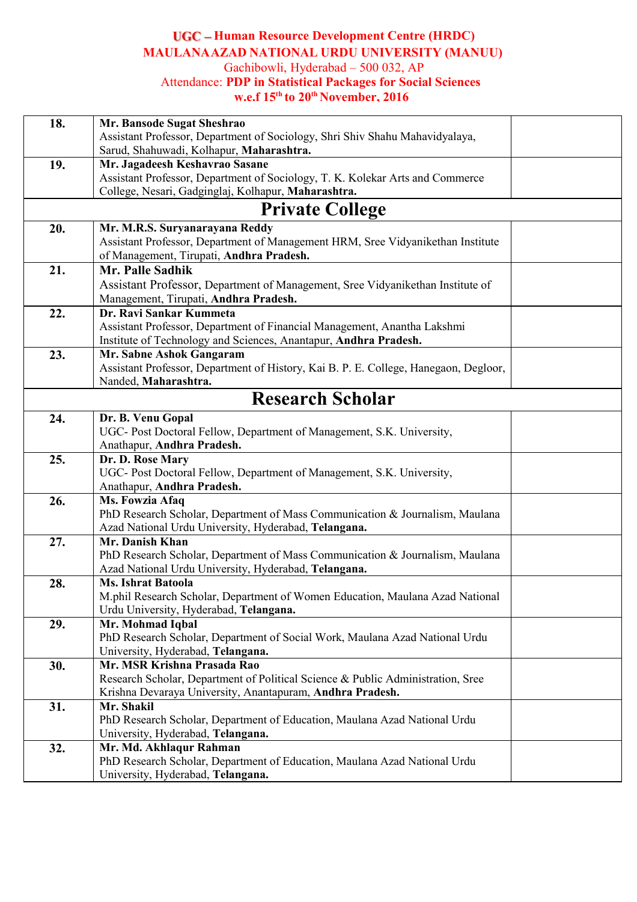**UGC – Human Resource Development Centre (HRDC)**
**MAULANAAZAD NATIONAL URDU UNIVERSITY (MANUU)**
Gachibowli, Hyderabad – 500 032, AP
Attendance: **PDP in Statistical Packages for Social Sciences**
**w.e.f 15th to 20th November, 2016**

| | | |
|---|---|---|
| **18.** | **Mr. Bansode Sugat Sheshrao**<br>Assistant Professor, Department of Sociology, Shri Shiv Shahu Mahavidyalaya, Sarud, Shahuwadi, Kolhapur, **Maharashtra.** | |
| **19.** | **Mr. Jagadeesh Keshavrao Sasane**<br>Assistant Professor, Department of Sociology, T. K. Kolekar Arts and Commerce College, Nesari, Gadginglaj, Kolhapur, **Maharashtra.** | |
| | **Private College** | |
| **20.** | **Mr. M.R.S. Suryanarayana Reddy**<br>Assistant Professor, Department of Management HRM, Sree Vidyanikethan Institute of Management, Tirupati, **Andhra Pradesh.** | |
| **21.** | **Mr. Palle Sadhik**<br>Assistant Professor, Department of Management, Sree Vidyanikethan Institute of Management, Tirupati, **Andhra Pradesh.** | |
| **22.** | **Dr. Ravi Sankar Kummeta**<br>Assistant Professor, Department of Financial Management, Anantha Lakshmi Institute of Technology and Sciences, Anantapur, **Andhra Pradesh.** | |
| **23.** | **Mr. Sabne Ashok Gangaram**<br>Assistant Professor, Department of History, Kai B. P. E. College, Hanegaon, Degloor, Nanded, **Maharashtra.** | |
| | **Research Scholar** | |
| **24.** | **Dr. B. Venu Gopal**<br>UGC- Post Doctoral Fellow, Department of Management, S.K. University, Anathapur, **Andhra Pradesh.** | |
| **25.** | **Dr. D. Rose Mary**<br>UGC- Post Doctoral Fellow, Department of Management, S.K. University, Anathapur, **Andhra Pradesh.** | |
| **26.** | **Ms. Fowzia Afaq**<br>PhD Research Scholar, Department of Mass Communication & Journalism, Maulana Azad National Urdu University, Hyderabad, **Telangana.** | |
| **27.** | **Mr. Danish Khan**<br>PhD Research Scholar, Department of Mass Communication & Journalism, Maulana Azad National Urdu University, Hyderabad, **Telangana.** | |
| **28.** | **Ms. Ishrat Batoola**<br>M.phil Research Scholar, Department of Women Education, Maulana Azad National Urdu University, Hyderabad, **Telangana.** | |
| **29.** | **Mr. Mohmad Iqbal**<br>PhD Research Scholar, Department of Social Work, Maulana Azad National Urdu University, Hyderabad, **Telangana.** | |
| **30.** | **Mr. MSR Krishna Prasada Rao**<br>Research Scholar, Department of Political Science & Public Administration, Sree Krishna Devaraya University, Anantapuram, **Andhra Pradesh.** | |
| **31.** | **Mr. Shakil**<br>PhD Research Scholar, Department of Education, Maulana Azad National Urdu University, Hyderabad, **Telangana.** | |
| **32.** | **Mr. Md. Akhlaqur Rahman**<br>PhD Research Scholar, Department of Education, Maulana Azad National Urdu University, Hyderabad, **Telangana.** | |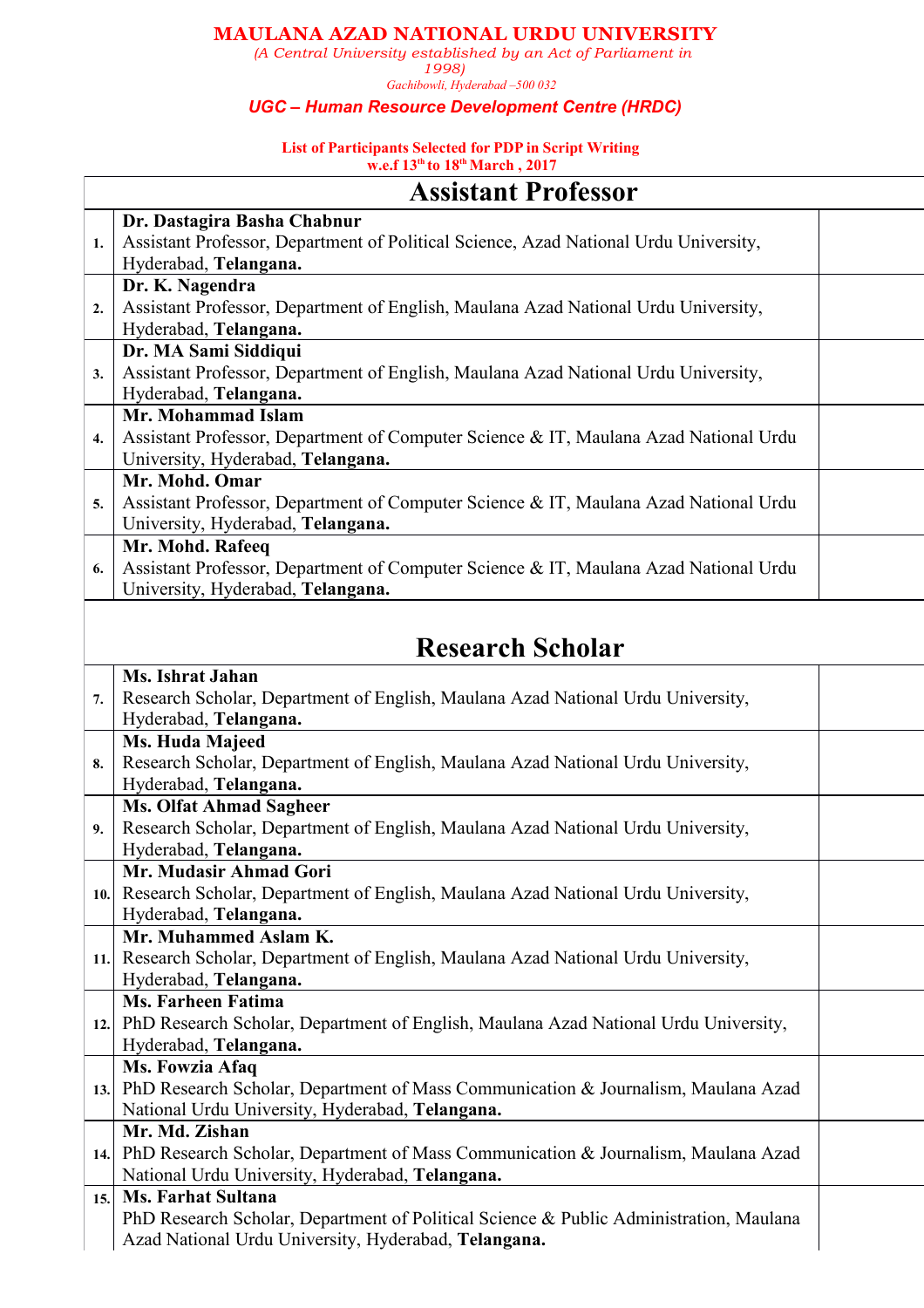# MAULANA AZAD NATIONAL URDU UNIVERSITY

*(A Central University established by an Act of Parliament in 1998)*

*Gachibowli, Hyderabad –500 032*

***UGC – Human Resource Development Centre (HRDC)***

**List of Participants Selected for PDP in Script Writing**
**w.e.f 13th to 18th March , 2017**

| | Assistant Professor | |
|---|---|---|
| 1. | **Dr. Dastagira Basha Chabnur**<br>Assistant Professor, Department of Political Science, Azad National Urdu University, Hyderabad, **Telangana.** | |
| 2. | **Dr. K. Nagendra**<br>Assistant Professor, Department of English, Maulana Azad National Urdu University, Hyderabad, **Telangana.** | |
| 3. | **Dr. MA Sami Siddiqui**<br>Assistant Professor, Department of English, Maulana Azad National Urdu University, Hyderabad, **Telangana.** | |
| 4. | **Mr. Mohammad Islam**<br>Assistant Professor, Department of Computer Science & IT, Maulana Azad National Urdu University, Hyderabad, **Telangana.** | |
| 5. | **Mr. Mohd. Omar**<br>Assistant Professor, Department of Computer Science & IT, Maulana Azad National Urdu University, Hyderabad, **Telangana.** | |
| 6. | **Mr. Mohd. Rafeeq**<br>Assistant Professor, Department of Computer Science & IT, Maulana Azad National Urdu University, Hyderabad, **Telangana.** | |
| | **Research Scholar** | |
| 7. | **Ms. Ishrat Jahan**<br>Research Scholar, Department of English, Maulana Azad National Urdu University, Hyderabad, **Telangana.** | |
| 8. | **Ms. Huda Majeed**<br>Research Scholar, Department of English, Maulana Azad National Urdu University, Hyderabad, **Telangana.** | |
| 9. | **Ms. Olfat Ahmad Sagheer**<br>Research Scholar, Department of English, Maulana Azad National Urdu University, Hyderabad, **Telangana.** | |
| 10. | **Mr. Mudasir Ahmad Gori**<br>Research Scholar, Department of English, Maulana Azad National Urdu University, Hyderabad, **Telangana.** | |
| 11. | **Mr. Muhammed Aslam K.**<br>Research Scholar, Department of English, Maulana Azad National Urdu University, Hyderabad, **Telangana.** | |
| 12. | **Ms. Farheen Fatima**<br>PhD Research Scholar, Department of English, Maulana Azad National Urdu University, Hyderabad, **Telangana.** | |
| 13. | **Ms. Fowzia Afaq**<br>PhD Research Scholar, Department of Mass Communication & Journalism, Maulana Azad National Urdu University, Hyderabad, **Telangana.** | |
| 14. | **Mr. Md. Zishan**<br>PhD Research Scholar, Department of Mass Communication & Journalism, Maulana Azad National Urdu University, Hyderabad, **Telangana.** | |
| 15. | **Ms. Farhat Sultana**<br>PhD Research Scholar, Department of Political Science & Public Administration, Maulana Azad National Urdu University, Hyderabad, **Telangana.** | |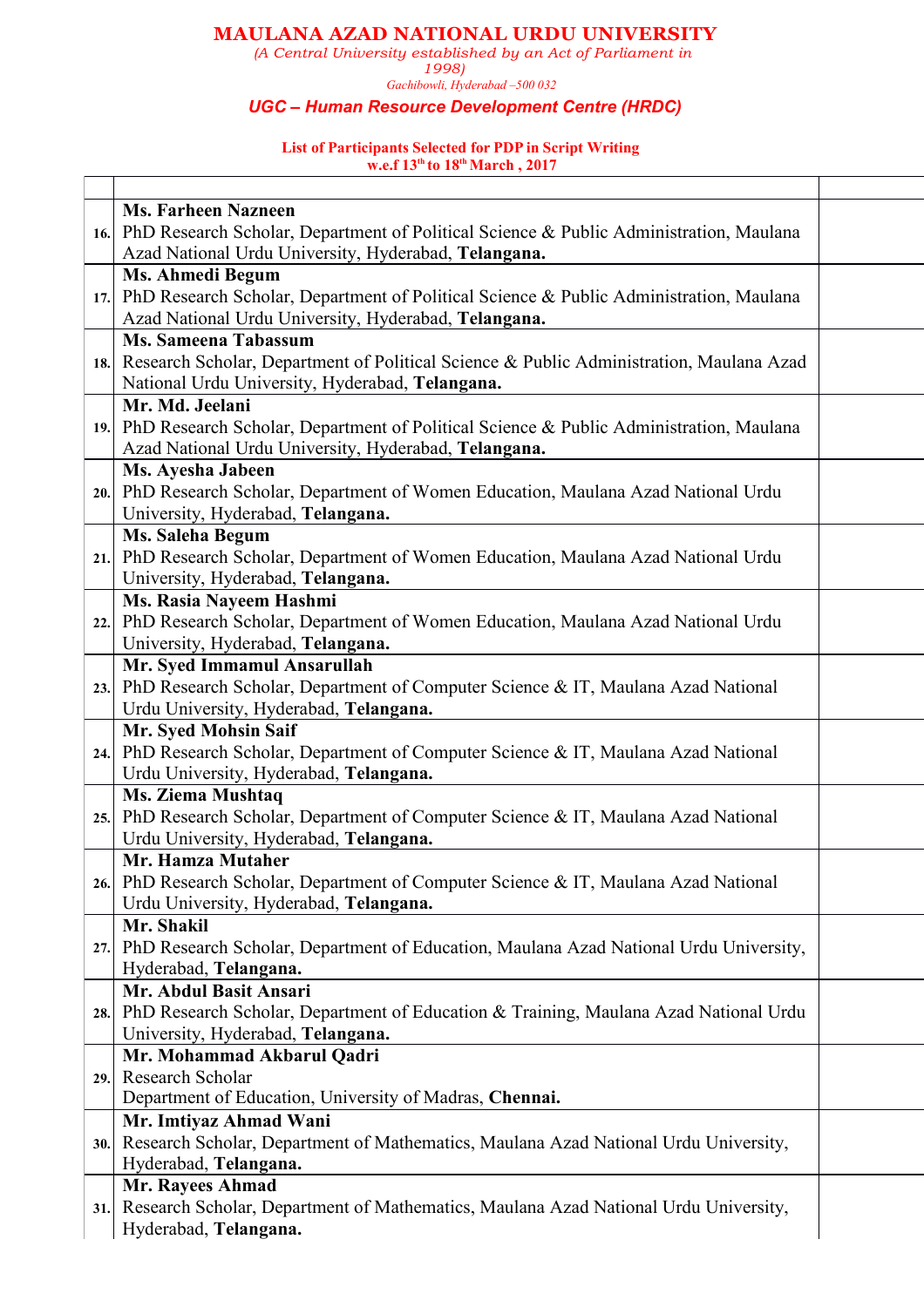# MAULANA AZAD NATIONAL URDU UNIVERSITY

*(A Central University established by an Act of Parliament in 1998)*

*Gachibowli, Hyderabad –500 032*

***UGC – Human Resource Development Centre (HRDC)***

**List of Participants Selected for PDP in Script Writing**
**w.e.f 13th to 18th March , 2017**

| | | |
|---|---|---|
| **16.** | **Ms. Farheen Nazneen**<br>PhD Research Scholar, Department of Political Science & Public Administration, Maulana Azad National Urdu University, Hyderabad, **Telangana.** | |
| **17.** | **Ms. Ahmedi Begum**<br>PhD Research Scholar, Department of Political Science & Public Administration, Maulana Azad National Urdu University, Hyderabad, **Telangana.** | |
| **18.** | **Ms. Sameena Tabassum**<br>Research Scholar, Department of Political Science & Public Administration, Maulana Azad National Urdu University, Hyderabad, **Telangana.** | |
| **19.** | **Mr. Md. Jeelani**<br>PhD Research Scholar, Department of Political Science & Public Administration, Maulana Azad National Urdu University, Hyderabad, **Telangana.** | |
| **20.** | **Ms. Ayesha Jabeen**<br>PhD Research Scholar, Department of Women Education, Maulana Azad National Urdu University, Hyderabad, **Telangana.** | |
| **21.** | **Ms. Saleha Begum**<br>PhD Research Scholar, Department of Women Education, Maulana Azad National Urdu University, Hyderabad, **Telangana.** | |
| **22.** | **Ms. Rasia Nayeem Hashmi**<br>PhD Research Scholar, Department of Women Education, Maulana Azad National Urdu University, Hyderabad, **Telangana.** | |
| **23.** | **Mr. Syed Immamul Ansarullah**<br>PhD Research Scholar, Department of Computer Science & IT, Maulana Azad National Urdu University, Hyderabad, **Telangana.** | |
| **24.** | **Mr. Syed Mohsin Saif**<br>PhD Research Scholar, Department of Computer Science & IT, Maulana Azad National Urdu University, Hyderabad, **Telangana.** | |
| **25.** | **Ms. Ziema Mushtaq**<br>PhD Research Scholar, Department of Computer Science & IT, Maulana Azad National Urdu University, Hyderabad, **Telangana.** | |
| **26.** | **Mr. Hamza Mutaher**<br>PhD Research Scholar, Department of Computer Science & IT, Maulana Azad National Urdu University, Hyderabad, **Telangana.** | |
| **27.** | **Mr. Shakil**<br>PhD Research Scholar, Department of Education, Maulana Azad National Urdu University, Hyderabad, **Telangana.** | |
| **28.** | **Mr. Abdul Basit Ansari**<br>PhD Research Scholar, Department of Education & Training, Maulana Azad National Urdu University, Hyderabad, **Telangana.** | |
| **29.** | **Mr. Mohammad Akbarul Qadri**<br>Research Scholar<br>Department of Education, University of Madras, **Chennai.** | |
| **30.** | **Mr. Imtiyaz Ahmad Wani**<br>Research Scholar, Department of Mathematics, Maulana Azad National Urdu University, Hyderabad, **Telangana.** | |
| **31.** | **Mr. Rayees Ahmad**<br>Research Scholar, Department of Mathematics, Maulana Azad National Urdu University, Hyderabad, **Telangana.** | |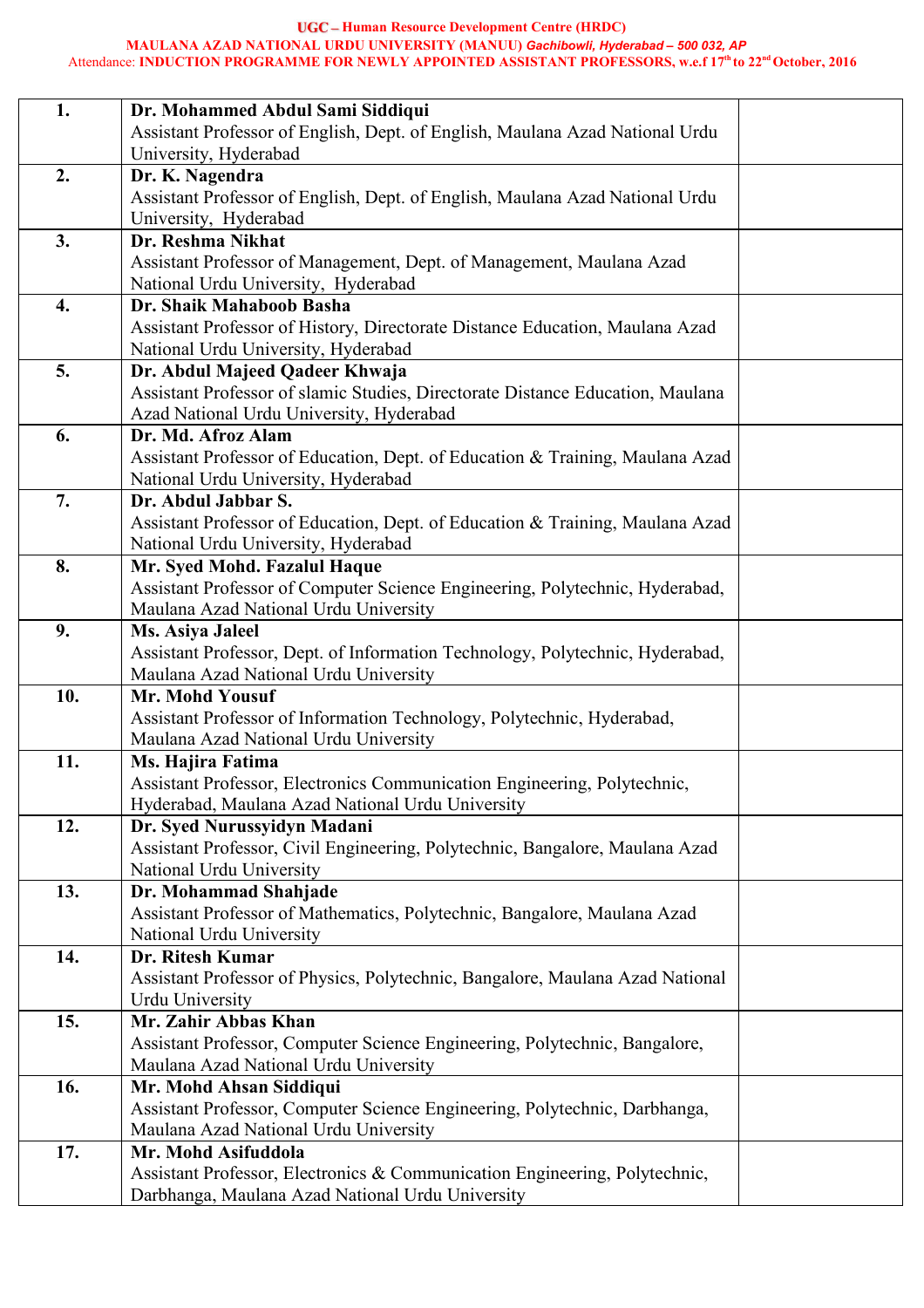**UGC – Human Resource Development Centre (HRDC)**
**MAULANA AZAD NATIONAL URDU UNIVERSITY (MANUU)** ***Gachibowli, Hyderabad – 500 032, AP***
Attendance: **INDUCTION PROGRAMME FOR NEWLY APPOINTED ASSISTANT PROFESSORS, w.e.f 17th to 22nd October, 2016**

| | | |
|---|---|---|
| **1.** | **Dr. Mohammed Abdul Sami Siddiqui** Assistant Professor of English, Dept. of English, Maulana Azad National Urdu University, Hyderabad | |
| **2.** | **Dr. K. Nagendra** Assistant Professor of English, Dept. of English, Maulana Azad National Urdu University, Hyderabad | |
| **3.** | **Dr. Reshma Nikhat** Assistant Professor of Management, Dept. of Management, Maulana Azad National Urdu University, Hyderabad | |
| **4.** | **Dr. Shaik Mahaboob Basha** Assistant Professor of History, Directorate Distance Education, Maulana Azad National Urdu University, Hyderabad | |
| **5.** | **Dr. Abdul Majeed Qadeer Khwaja** Assistant Professor of slamic Studies, Directorate Distance Education, Maulana Azad National Urdu University, Hyderabad | |
| **6.** | **Dr. Md. Afroz Alam** Assistant Professor of Education, Dept. of Education & Training, Maulana Azad National Urdu University, Hyderabad | |
| **7.** | **Dr. Abdul Jabbar S.** Assistant Professor of Education, Dept. of Education & Training, Maulana Azad National Urdu University, Hyderabad | |
| **8.** | **Mr. Syed Mohd. Fazalul Haque** Assistant Professor of Computer Science Engineering, Polytechnic, Hyderabad, Maulana Azad National Urdu University | |
| **9.** | **Ms. Asiya Jaleel** Assistant Professor, Dept. of Information Technology, Polytechnic, Hyderabad, Maulana Azad National Urdu University | |
| **10.** | **Mr. Mohd Yousuf** Assistant Professor of Information Technology, Polytechnic, Hyderabad, Maulana Azad National Urdu University | |
| **11.** | **Ms. Hajira Fatima** Assistant Professor, Electronics Communication Engineering, Polytechnic, Hyderabad, Maulana Azad National Urdu University | |
| **12.** | **Dr. Syed Nurussyidyn Madani** Assistant Professor, Civil Engineering, Polytechnic, Bangalore, Maulana Azad National Urdu University | |
| **13.** | **Dr. Mohammad Shahjade** Assistant Professor of Mathematics, Polytechnic, Bangalore, Maulana Azad National Urdu University | |
| **14.** | **Dr. Ritesh Kumar** Assistant Professor of Physics, Polytechnic, Bangalore, Maulana Azad National Urdu University | |
| **15.** | **Mr. Zahir Abbas Khan** Assistant Professor, Computer Science Engineering, Polytechnic, Bangalore, Maulana Azad National Urdu University | |
| **16.** | **Mr. Mohd Ahsan Siddiqui** Assistant Professor, Computer Science Engineering, Polytechnic, Darbhanga, Maulana Azad National Urdu University | |
| **17.** | **Mr. Mohd Asifuddola** Assistant Professor, Electronics & Communication Engineering, Polytechnic, Darbhanga, Maulana Azad National Urdu University | |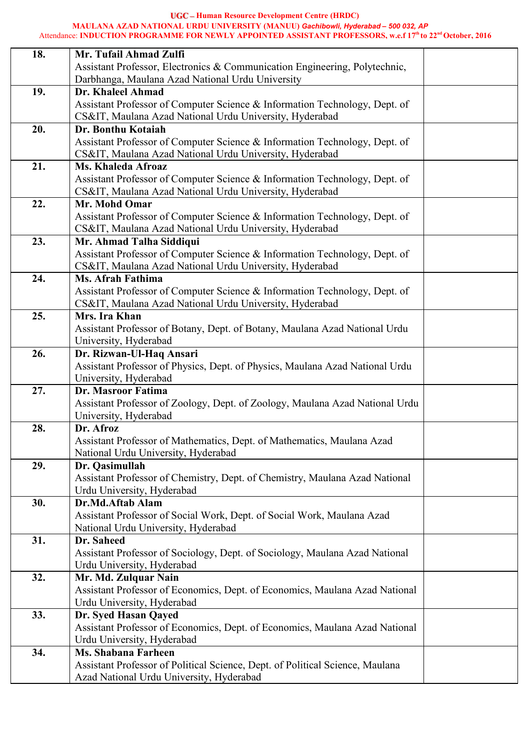| | | |
|---|---|---|
| **18.** | **Mr. Tufail Ahmad Zulfi**<br>Assistant Professor, Electronics & Communication Engineering, Polytechnic, Darbhanga, Maulana Azad National Urdu University | |
| **19.** | **Dr. Khaleel Ahmad**<br>Assistant Professor of Computer Science & Information Technology, Dept. of CS&IT, Maulana Azad National Urdu University, Hyderabad | |
| **20.** | **Dr. Bonthu Kotaiah**<br>Assistant Professor of Computer Science & Information Technology, Dept. of CS&IT, Maulana Azad National Urdu University, Hyderabad | |
| **21.** | **Ms. Khaleda Afroaz**<br>Assistant Professor of Computer Science & Information Technology, Dept. of CS&IT, Maulana Azad National Urdu University, Hyderabad | |
| **22.** | **Mr. Mohd Omar**<br>Assistant Professor of Computer Science & Information Technology, Dept. of CS&IT, Maulana Azad National Urdu University, Hyderabad | |
| **23.** | **Mr. Ahmad Talha Siddiqui**<br>Assistant Professor of Computer Science & Information Technology, Dept. of CS&IT, Maulana Azad National Urdu University, Hyderabad | |
| **24.** | **Ms. Afrah Fathima**<br>Assistant Professor of Computer Science & Information Technology, Dept. of CS&IT, Maulana Azad National Urdu University, Hyderabad | |
| **25.** | **Mrs. Ira Khan**<br>Assistant Professor of Botany, Dept. of Botany, Maulana Azad National Urdu University, Hyderabad | |
| **26.** | **Dr. Rizwan-Ul-Haq Ansari**<br>Assistant Professor of Physics, Dept. of Physics, Maulana Azad National Urdu University, Hyderabad | |
| **27.** | **Dr. Masroor Fatima**<br>Assistant Professor of Zoology, Dept. of Zoology, Maulana Azad National Urdu University, Hyderabad | |
| **28.** | **Dr. Afroz**<br>Assistant Professor of Mathematics, Dept. of Mathematics, Maulana Azad National Urdu University, Hyderabad | |
| **29.** | **Dr. Qasimullah**<br>Assistant Professor of Chemistry, Dept. of Chemistry, Maulana Azad National Urdu University, Hyderabad | |
| **30.** | **Dr.Md.Aftab Alam**<br>Assistant Professor of Social Work, Dept. of Social Work, Maulana Azad National Urdu University, Hyderabad | |
| **31.** | **Dr. Saheed**<br>Assistant Professor of Sociology, Dept. of Sociology, Maulana Azad National Urdu University, Hyderabad | |
| **32.** | **Mr. Md. Zulquar Nain**<br>Assistant Professor of Economics, Dept. of Economics, Maulana Azad National Urdu University, Hyderabad | |
| **33.** | **Dr. Syed Hasan Qayed**<br>Assistant Professor of Economics, Dept. of Economics, Maulana Azad National Urdu University, Hyderabad | |
| **34.** | **Ms. Shabana Farheen**<br>Assistant Professor of Political Science, Dept. of Political Science, Maulana Azad National Urdu University, Hyderabad | |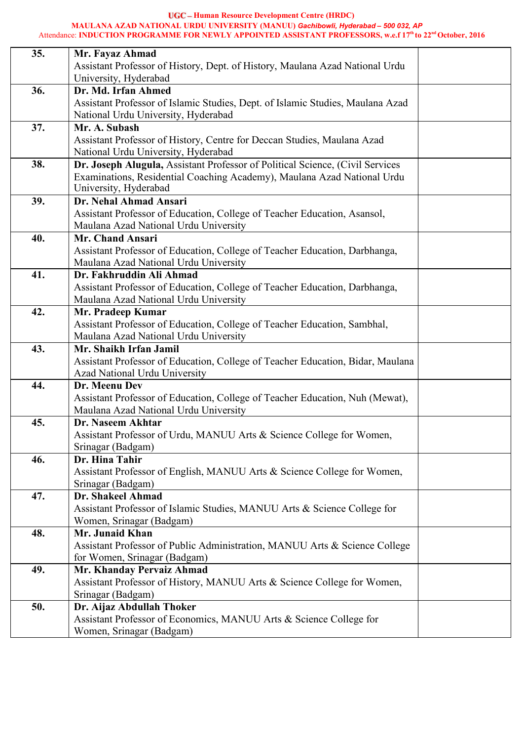UGC – Human Resource Development Centre (HRDC)

MAULANA AZAD NATIONAL URDU UNIVERSITY (MANUU) *Gachibowli, Hyderabad – 500 032, AP*

Attendance: INDUCTION PROGRAMME FOR NEWLY APPOINTED ASSISTANT PROFESSORS, w.e.f 17th to 22nd October, 2016

| | | |
|---|---|---|
| **35.** | **Mr. Fayaz Ahmad** Assistant Professor of History, Dept. of History, Maulana Azad National Urdu University, Hyderabad | |
| **36.** | **Dr. Md. Irfan Ahmed** Assistant Professor of Islamic Studies, Dept. of Islamic Studies, Maulana Azad National Urdu University, Hyderabad | |
| **37.** | **Mr. A. Subash** Assistant Professor of History, Centre for Deccan Studies, Maulana Azad National Urdu University, Hyderabad | |
| **38.** | **Dr. Joseph Alugula,** Assistant Professor of Political Science, (Civil Services Examinations, Residential Coaching Academy), Maulana Azad National Urdu University, Hyderabad | |
| **39.** | **Dr. Nehal Ahmad Ansari** Assistant Professor of Education, College of Teacher Education, Asansol, Maulana Azad National Urdu University | |
| **40.** | **Mr. Chand Ansari** Assistant Professor of Education, College of Teacher Education, Darbhanga, Maulana Azad National Urdu University | |
| **41.** | **Dr. Fakhruddin Ali Ahmad** Assistant Professor of Education, College of Teacher Education, Darbhanga, Maulana Azad National Urdu University | |
| **42.** | **Mr. Pradeep Kumar** Assistant Professor of Education, College of Teacher Education, Sambhal, Maulana Azad National Urdu University | |
| **43.** | **Mr. Shaikh Irfan Jamil** Assistant Professor of Education, College of Teacher Education, Bidar, Maulana Azad National Urdu University | |
| **44.** | **Dr. Meenu Dev** Assistant Professor of Education, College of Teacher Education, Nuh (Mewat), Maulana Azad National Urdu University | |
| **45.** | **Dr. Naseem Akhtar** Assistant Professor of Urdu, MANUU Arts & Science College for Women, Srinagar (Badgam) | |
| **46.** | **Dr. Hina Tahir** Assistant Professor of English, MANUU Arts & Science College for Women, Srinagar (Badgam) | |
| **47.** | **Dr. Shakeel Ahmad** Assistant Professor of Islamic Studies, MANUU Arts & Science College for Women, Srinagar (Badgam) | |
| **48.** | **Mr. Junaid Khan** Assistant Professor of Public Administration, MANUU Arts & Science College for Women, Srinagar (Badgam) | |
| **49.** | **Mr. Khanday Pervaiz Ahmad** Assistant Professor of History, MANUU Arts & Science College for Women, Srinagar (Badgam) | |
| **50.** | **Dr. Aijaz Abdullah Thoker** Assistant Professor of Economics, MANUU Arts & Science College for Women, Srinagar (Badgam) | |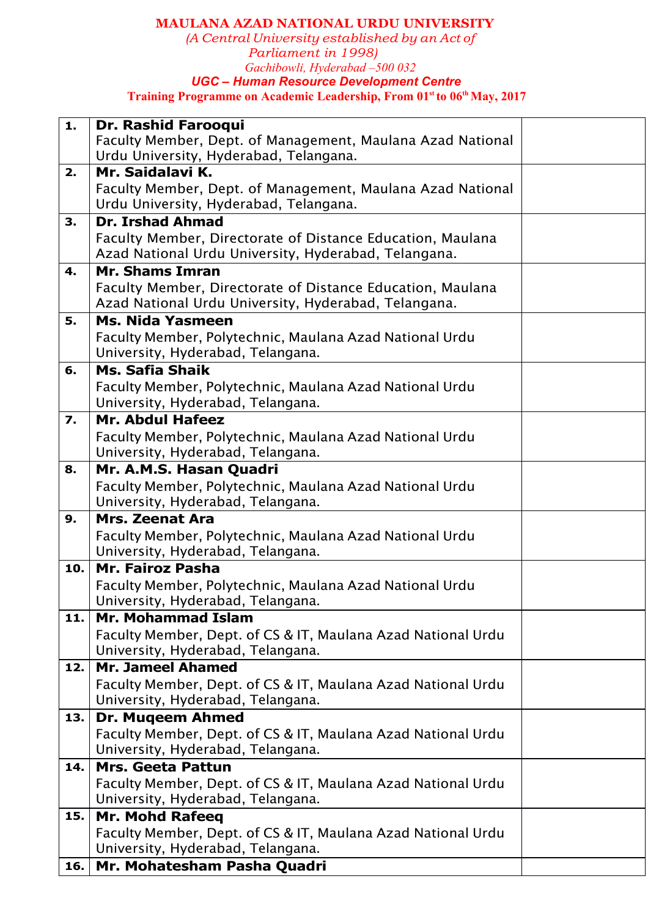**MAULANA AZAD NATIONAL URDU UNIVERSITY**

*(A Central University established by an Act of Parliament in 1998)*

*Gachibowli, Hyderabad –500 032*

***UGC – Human Resource Development Centre***

**Training Programme on Academic Leadership, From 01st to 06th May, 2017**

| | | |
|---|---|---|
| **1.** | **Dr. Rashid Farooqui**<br>Faculty Member, Dept. of Management, Maulana Azad National Urdu University, Hyderabad, Telangana. | |
| **2.** | **Mr. Saidalavi K.**<br>Faculty Member, Dept. of Management, Maulana Azad National Urdu University, Hyderabad, Telangana. | |
| **3.** | **Dr. Irshad Ahmad**<br>Faculty Member, Directorate of Distance Education, Maulana Azad National Urdu University, Hyderabad, Telangana. | |
| **4.** | **Mr. Shams Imran**<br>Faculty Member, Directorate of Distance Education, Maulana Azad National Urdu University, Hyderabad, Telangana. | |
| **5.** | **Ms. Nida Yasmeen**<br>Faculty Member, Polytechnic, Maulana Azad National Urdu University, Hyderabad, Telangana. | |
| **6.** | **Ms. Safia Shaik**<br>Faculty Member, Polytechnic, Maulana Azad National Urdu University, Hyderabad, Telangana. | |
| **7.** | **Mr. Abdul Hafeez**<br>Faculty Member, Polytechnic, Maulana Azad National Urdu University, Hyderabad, Telangana. | |
| **8.** | **Mr. A.M.S. Hasan Quadri**<br>Faculty Member, Polytechnic, Maulana Azad National Urdu University, Hyderabad, Telangana. | |
| **9.** | **Mrs. Zeenat Ara**<br>Faculty Member, Polytechnic, Maulana Azad National Urdu University, Hyderabad, Telangana. | |
| **10.** | **Mr. Fairoz Pasha**<br>Faculty Member, Polytechnic, Maulana Azad National Urdu University, Hyderabad, Telangana. | |
| **11.** | **Mr. Mohammad Islam**<br>Faculty Member, Dept. of CS & IT, Maulana Azad National Urdu University, Hyderabad, Telangana. | |
| **12.** | **Mr. Jameel Ahamed**<br>Faculty Member, Dept. of CS & IT, Maulana Azad National Urdu University, Hyderabad, Telangana. | |
| **13.** | **Dr. Muqeem Ahmed**<br>Faculty Member, Dept. of CS & IT, Maulana Azad National Urdu University, Hyderabad, Telangana. | |
| **14.** | **Mrs. Geeta Pattun**<br>Faculty Member, Dept. of CS & IT, Maulana Azad National Urdu University, Hyderabad, Telangana. | |
| **15.** | **Mr. Mohd Rafeeq**<br>Faculty Member, Dept. of CS & IT, Maulana Azad National Urdu University, Hyderabad, Telangana. | |
| **16.** | **Mr. Mohatesham Pasha Quadri** | |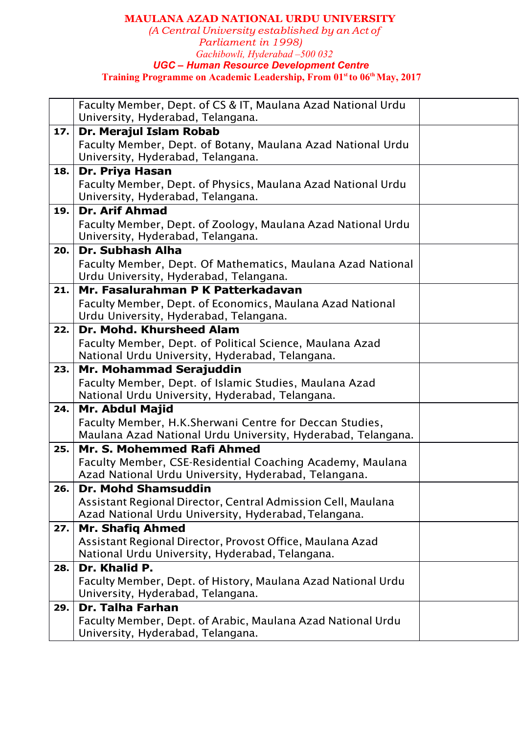**MAULANA AZAD NATIONAL URDU UNIVERSITY**
*(A Central University established by an Act of Parliament in 1998)*
*Gachibowli, Hyderabad –500 032*
***UGC – Human Resource Development Centre***
**Training Programme on Academic Leadership, From 01[st] to 06[th] May, 2017**

| | | |
|---|---|---|
| | Faculty Member, Dept. of CS & IT, Maulana Azad National Urdu University, Hyderabad, Telangana. | |
| **17.** | **Dr. Merajul Islam Robab**<br>Faculty Member, Dept. of Botany, Maulana Azad National Urdu University, Hyderabad, Telangana. | |
| **18.** | **Dr. Priya Hasan**<br>Faculty Member, Dept. of Physics, Maulana Azad National Urdu University, Hyderabad, Telangana. | |
| **19.** | **Dr. Arif Ahmad**<br>Faculty Member, Dept. of Zoology, Maulana Azad National Urdu University, Hyderabad, Telangana. | |
| **20.** | **Dr. Subhash Alha**<br>Faculty Member, Dept. Of Mathematics, Maulana Azad National Urdu University, Hyderabad, Telangana. | |
| **21.** | **Mr. Fasalurahman P K Patterkadavan**<br>Faculty Member, Dept. of Economics, Maulana Azad National Urdu University, Hyderabad, Telangana. | |
| **22.** | **Dr. Mohd. Khursheed Alam**<br>Faculty Member, Dept. of Political Science, Maulana Azad National Urdu University, Hyderabad, Telangana. | |
| **23.** | **Mr. Mohammad Serajuddin**<br>Faculty Member, Dept. of Islamic Studies, Maulana Azad National Urdu University, Hyderabad, Telangana. | |
| **24.** | **Mr. Abdul Majid**<br>Faculty Member, H.K.Sherwani Centre for Deccan Studies, Maulana Azad National Urdu University, Hyderabad, Telangana. | |
| **25.** | **Mr. S. Mohemmed Rafi Ahmed**<br>Faculty Member, CSE-Residential Coaching Academy, Maulana Azad National Urdu University, Hyderabad, Telangana. | |
| **26.** | **Dr. Mohd Shamsuddin**<br>Assistant Regional Director, Central Admission Cell, Maulana Azad National Urdu University, Hyderabad, Telangana. | |
| **27.** | **Mr. Shafiq Ahmed**<br>Assistant Regional Director, Provost Office, Maulana Azad National Urdu University, Hyderabad, Telangana. | |
| **28.** | **Dr. Khalid P.**<br>Faculty Member, Dept. of History, Maulana Azad National Urdu University, Hyderabad, Telangana. | |
| **29.** | **Dr. Talha Farhan**<br>Faculty Member, Dept. of Arabic, Maulana Azad National Urdu University, Hyderabad, Telangana. | |